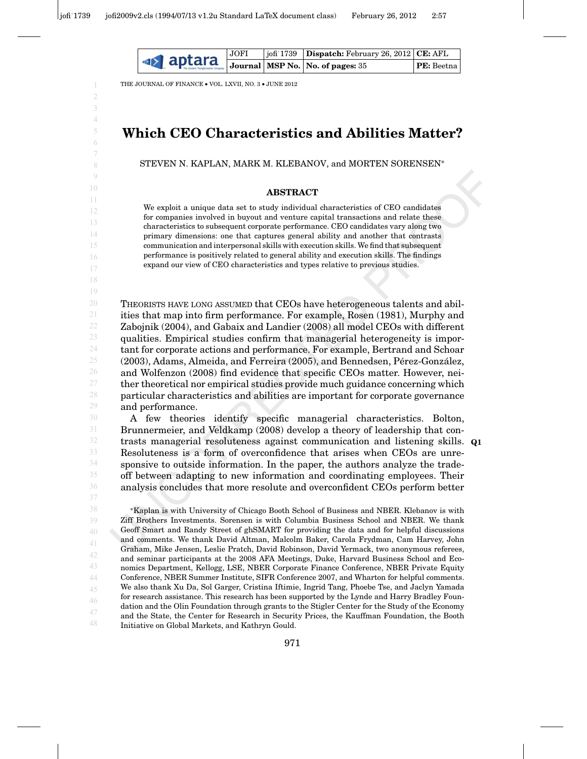# Which CEO Characteristics and Abilities Matter?

STEVEN N. KAPLAN, MARK M. KLEBANOV, and MORTEN SORENSEN*

## ABSTRACT

We exploit a unique data set to study individual characteristics of CEO candidates for companies involved in buyout and venture capital transactions and relate these characteristics to subsequent corporate performance. CEO candidates vary along two primary dimensions: one that captures general ability and another that contrasts communication and interpersonal skills with execution skills. We find that subsequent performance is positively related to general ability and execution skills. The findings expand our view of CEO characteristics and types relative to previous studies.

THEORISTS HAVE LONG ASSUMED that CEOs have heterogeneous talents and abilities that map into firm performance. For example, Rosen (1981), Murphy and Zabojnik (2004), and Gabaix and Landier (2008) all model CEOs with different qualities. Empirical studies confirm that managerial heterogeneity is important for corporate actions and performance. For example, Bertrand and Schoar (2003), Adams, Almeida, and Ferreira (2005), and Bennedsen, Pérez-González, and Wolfenzon (2008) find evidence that specific CEOs matter. However, neither theoretical nor empirical studies provide much guidance concerning which particular characteristics and abilities are important for corporate governance and performance.

A few theories identify specific managerial characteristics. Bolton, Brunnermeier, and Veldkamp (2008) develop a theory of leadership that contrasts managerial resoluteness against communication and listening skills. Resoluteness is a form of overconfidence that arises when CEOs are unresponsive to outside information. In the paper, the authors analyze the trade-off between adapting to new information and coordinating employees. Their analysis concludes that more resolute and overconfident CEOs perform better

*Kaplan is with University of Chicago Booth School of Business and NBER. Klebanov is with Ziff Brothers Investments. Sorensen is with Columbia Business School and NBER. We thank Geoff Smart and Randy Street of ghSMART for providing the data and for helpful discussions and comments. We thank David Altman, Malcolm Baker, Carola Frydman, Cam Harvey, John Graham, Mike Jensen, Leslie Pratch, David Robinson, David Yermack, two anonymous referees, and seminar participants at the 2008 AFA Meetings, Duke, Harvard Business School and Economics Department, Kellogg, LSE, NBER Corporate Finance Conference, NBER Private Equity Conference, NBER Summer Institute, SIFR Conference 2007, and Wharton for helpful comments. We also thank Xu Da, Sol Garger, Cristina Iftimie, Ingrid Tang, Phoebe Tse, and Jaclyn Yamada for research assistance. This research has been supported by the Lynde and Harry Bradley Foundation and the Olin Foundation through grants to the Stigler Center for the Study of the Economy and the State, the Center for Research in Security Prices, the Kauffman Foundation, the Booth Initiative on Global Markets, and Kathryn Gould.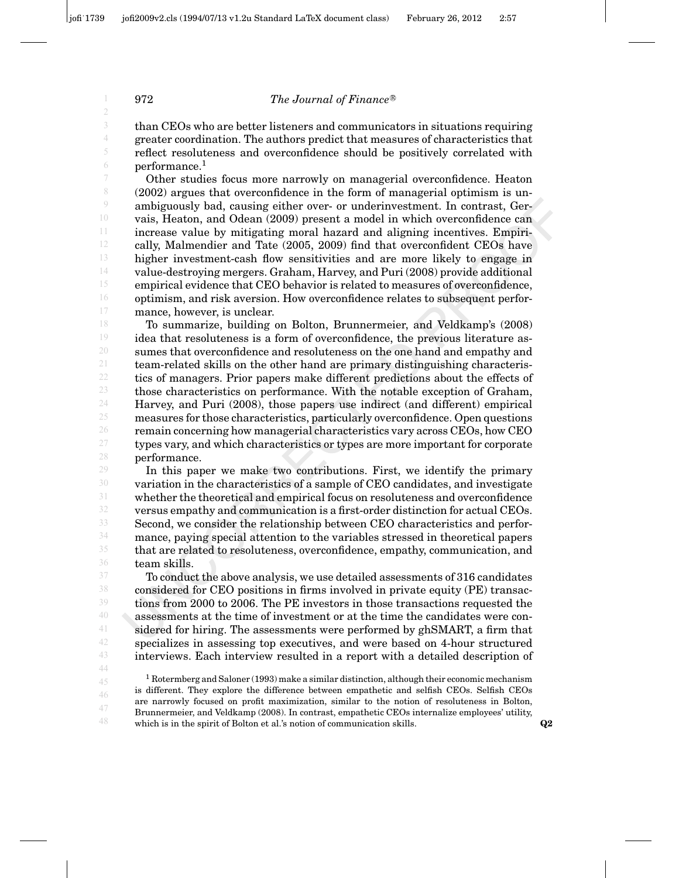than CEOs who are better listeners and communicators in situations requiring greater coordination. The authors predict that measures of characteristics that reflect resoluteness and overconfidence should be positively correlated with performance.[1]

Other studies focus more narrowly on managerial overconfidence. Heaton (2002) argues that overconfidence in the form of managerial optimism is unambiguously bad, causing either over- or underinvestment. In contrast, Gervais, Heaton, and Odean (2009) present a model in which overconfidence can increase value by mitigating moral hazard and aligning incentives. Empirically, Malmendier and Tate (2005, 2009) find that overconfident CEOs have higher investment-cash flow sensitivities and are more likely to engage in value-destroying mergers. Graham, Harvey, and Puri (2008) provide additional empirical evidence that CEO behavior is related to measures of overconfidence, optimism, and risk aversion. How overconfidence relates to subsequent performance, however, is unclear.

To summarize, building on Bolton, Brunnermeier, and Veldkamp's (2008) idea that resoluteness is a form of overconfidence, the previous literature assumes that overconfidence and resoluteness on the one hand and empathy and team-related skills on the other hand are primary distinguishing characteristics of managers. Prior papers make different predictions about the effects of those characteristics on performance. With the notable exception of Graham, Harvey, and Puri (2008), those papers use indirect (and different) empirical measures for those characteristics, particularly overconfidence. Open questions remain concerning how managerial characteristics vary across CEOs, how CEO types vary, and which characteristics or types are more important for corporate performance.

In this paper we make two contributions. First, we identify the primary variation in the characteristics of a sample of CEO candidates, and investigate whether the theoretical and empirical focus on resoluteness and overconfidence versus empathy and communication is a first-order distinction for actual CEOs. Second, we consider the relationship between CEO characteristics and performance, paying special attention to the variables stressed in theoretical papers that are related to resoluteness, overconfidence, empathy, communication, and team skills.

To conduct the above analysis, we use detailed assessments of 316 candidates considered for CEO positions in firms involved in private equity (PE) transactions from 2000 to 2006. The PE investors in those transactions requested the assessments at the time of investment or at the time the candidates were considered for hiring. The assessments were performed by ghSMART, a firm that specializes in assessing top executives, and were based on 4-hour structured interviews. Each interview resulted in a report with a detailed description of

[1] Rotemberg and Saloner (1993) make a similar distinction, although their economic mechanism is different. They explore the difference between empathetic and selfish CEOs. Selfish CEOs are narrowly focused on profit maximization, similar to the notion of resoluteness in Bolton, Brunnermeier, and Veldkamp (2008). In contrast, empathetic CEOs internalize employees' utility, which is in the spirit of Bolton et al.'s notion of communication skills.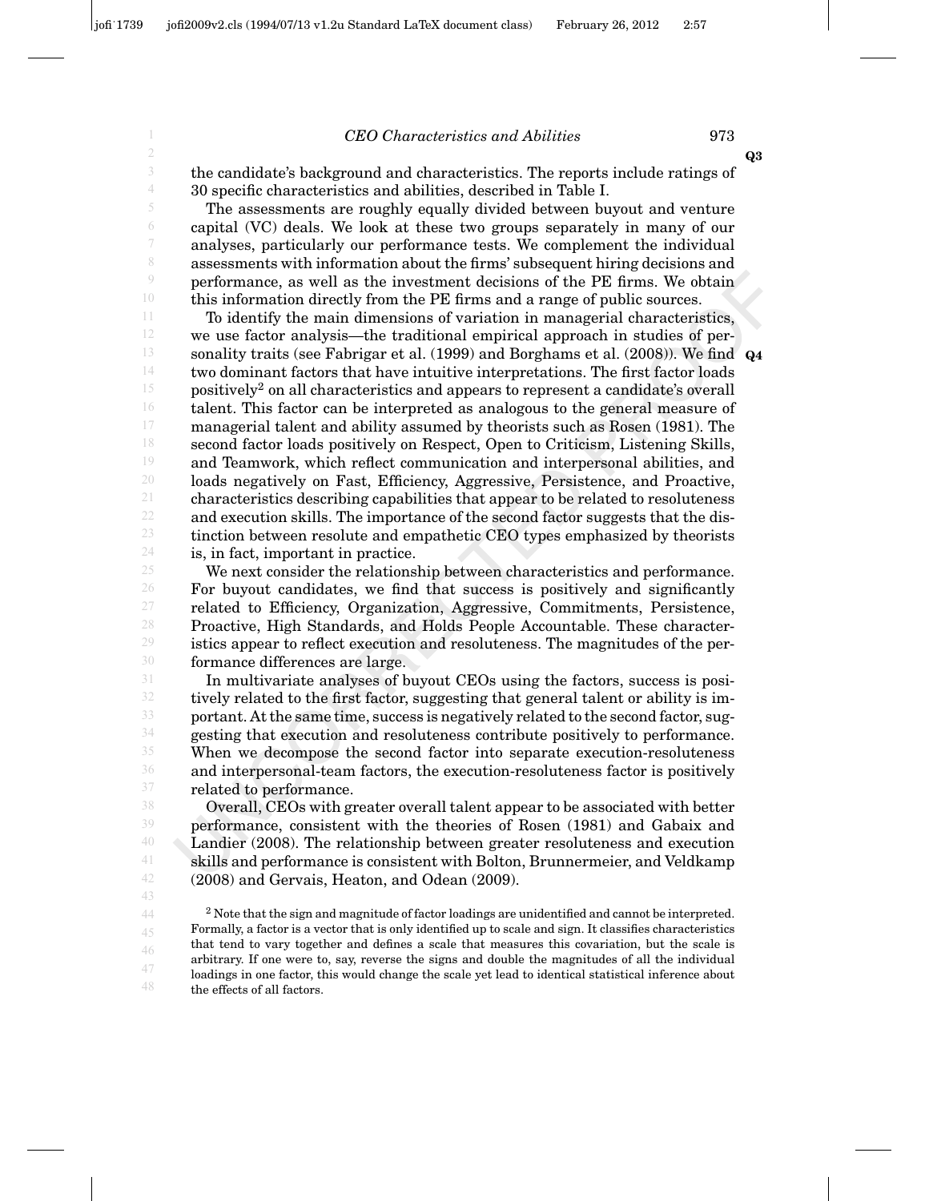the candidate's background and characteristics. The reports include ratings of 30 specific characteristics and abilities, described in Table I.

The assessments are roughly equally divided between buyout and venture capital (VC) deals. We look at these two groups separately in many of our analyses, particularly our performance tests. We complement the individual assessments with information about the firms' subsequent hiring decisions and performance, as well as the investment decisions of the PE firms. We obtain this information directly from the PE firms and a range of public sources.

To identify the main dimensions of variation in managerial characteristics, we use factor analysis—the traditional empirical approach in studies of personality traits (see Fabrigar et al. (1999) and Borghams et al. (2008)). We find two dominant factors that have intuitive interpretations. The first factor loads positively[2] on all characteristics and appears to represent a candidate's overall talent. This factor can be interpreted as analogous to the general measure of managerial talent and ability assumed by theorists such as Rosen (1981). The second factor loads positively on Respect, Open to Criticism, Listening Skills, and Teamwork, which reflect communication and interpersonal abilities, and loads negatively on Fast, Efficiency, Aggressive, Persistence, and Proactive, characteristics describing capabilities that appear to be related to resoluteness and execution skills. The importance of the second factor suggests that the distinction between resolute and empathetic CEO types emphasized by theorists is, in fact, important in practice.

We next consider the relationship between characteristics and performance. For buyout candidates, we find that success is positively and significantly related to Efficiency, Organization, Aggressive, Commitments, Persistence, Proactive, High Standards, and Holds People Accountable. These characteristics appear to reflect execution and resoluteness. The magnitudes of the performance differences are large.

In multivariate analyses of buyout CEOs using the factors, success is positively related to the first factor, suggesting that general talent or ability is important. At the same time, success is negatively related to the second factor, suggesting that execution and resoluteness contribute positively to performance. When we decompose the second factor into separate execution-resoluteness and interpersonal-team factors, the execution-resoluteness factor is positively related to performance.

Overall, CEOs with greater overall talent appear to be associated with better performance, consistent with the theories of Rosen (1981) and Gabaix and Landier (2008). The relationship between greater resoluteness and execution skills and performance is consistent with Bolton, Brunnermeier, and Veldkamp (2008) and Gervais, Heaton, and Odean (2009).

[2] Note that the sign and magnitude of factor loadings are unidentified and cannot be interpreted. Formally, a factor is a vector that is only identified up to scale and sign. It classifies characteristics that tend to vary together and defines a scale that measures this covariation, but the scale is arbitrary. If one were to, say, reverse the signs and double the magnitudes of all the individual loadings in one factor, this would change the scale yet lead to identical statistical inference about the effects of all factors.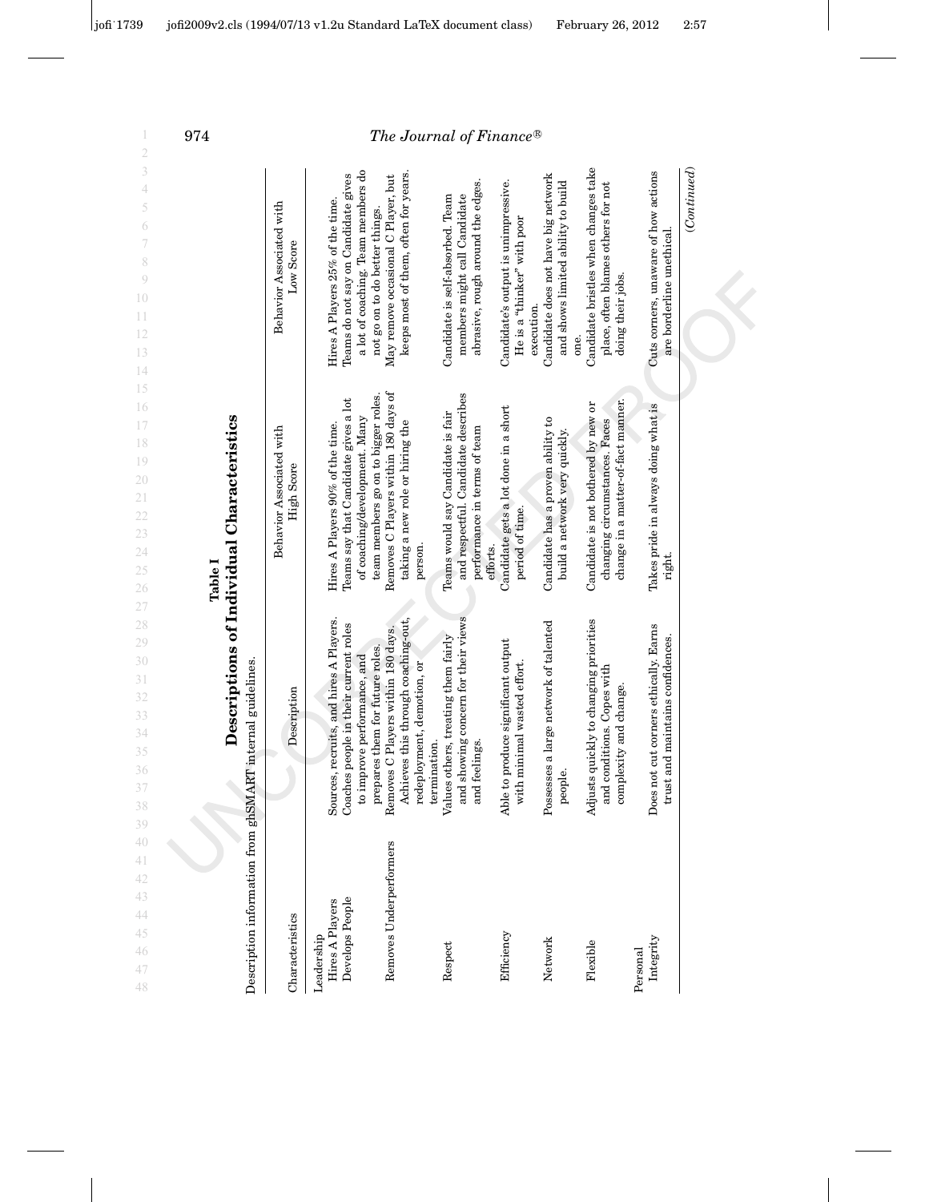**Table I**

**Descriptions of Individual Characteristics**

Description information from ghSMART internal guidelines.

| Characteristics | Description | Behavior Associated with High Score | Behavior Associated with Low Score |
|---|---|---|---|
| Leadership | | | |
| Hires A Players | Sources, recruits, and hires A Players. | Hires A Players 90% of the time. | Hires A Players 25% of the time. |
| Develops People | Coaches people in their current roles to improve performance, and prepares them for future roles. | Teams say that Candidate gives a lot of coaching/development. Many team members go on to bigger roles. | Teams do not say on Candidate gives a lot of coaching. Team members do not go on to do better things. |
| Removes Underperformers | Removes C Players within 180 days. Achieves this through coaching-out, redeployment, demotion, or termination. | Removes C Players within 180 days of taking a new role or hiring the person. | May remove occasional C Player, but keeps most of them, often for years. |
| Respect | Values others, treating them fairly and showing concern for their views and feelings. | Teams would say Candidate is fair and respectful. Candidate describes performance in terms of team efforts. | Candidate is self-absorbed. Team members might call Candidate abrasive, rough around the edges. |
| Efficiency | Able to produce significant output with minimal wasted effort. | Candidate gets a lot done in a short period of time. | Candidate's output is unimpressive. He is a "thinker" with poor execution. |
| Network | Possesses a large network of talented people. | Candidate has a proven ability to build a network very quickly. | Candidate does not have big network and shows limited ability to build one. |
| Flexible | Adjusts quickly to changing priorities and conditions. Copes with complexity and change. | Candidate is not bothered by new or changing circumstances. Faces change in a matter-of-fact manner. | Candidate bristles when changes take place, often blames others for not doing their jobs. |
| Personal | | | |
| Integrity | Does not cut corners ethically. Earns trust and maintains confidences. | Takes pride in always doing what is right. | Cuts corners, unaware of how actions are borderline unethical. |

*(Continued)*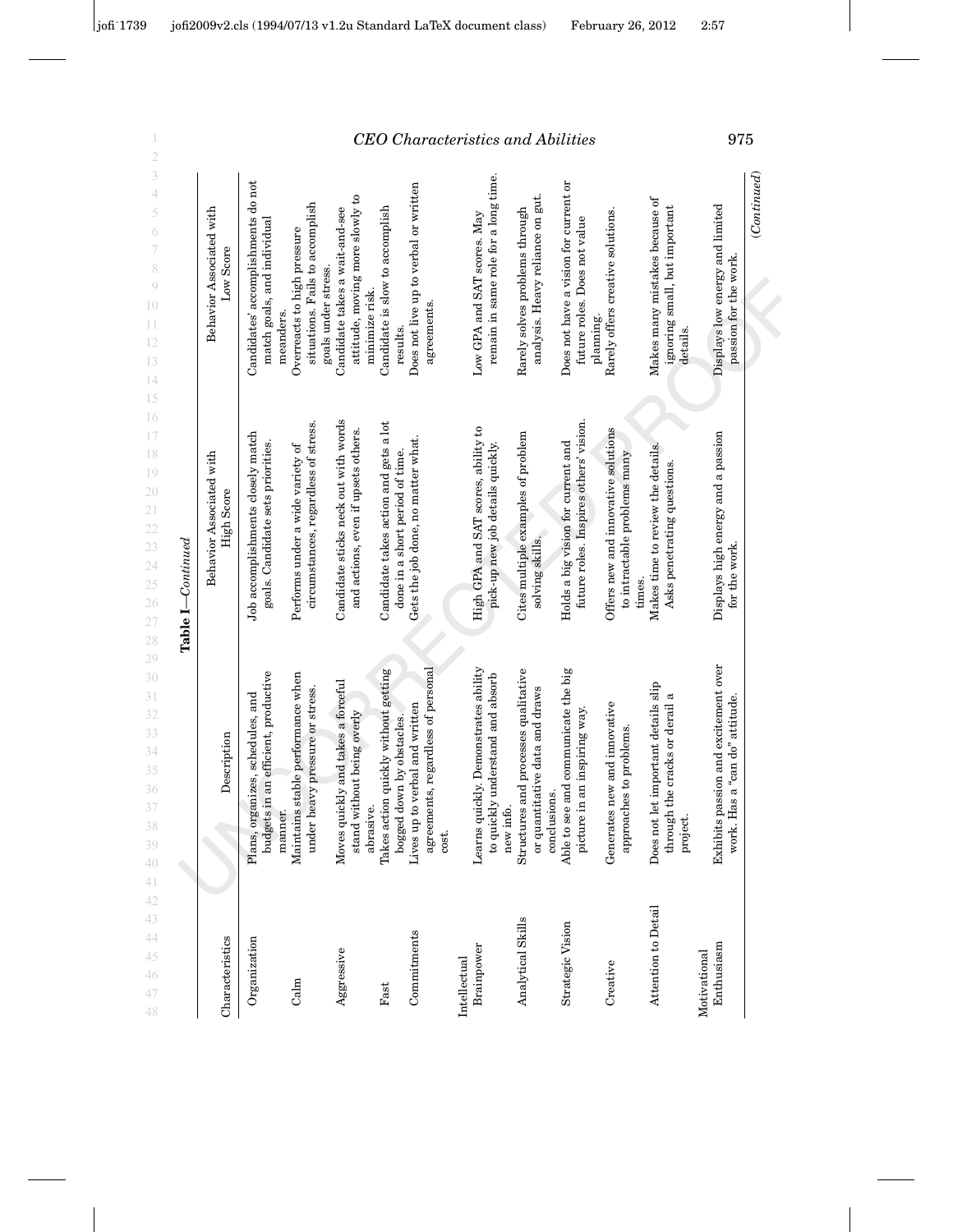**Table I—*Continued***

| Characteristics | Description | Behavior Associated with High Score | Behavior Associated with Low Score |
|---|---|---|---|
| Organization | Plans, organizes, schedules, and budgets in an efficient, productive manner. | Job accomplishments closely match goals. Candidate sets priorities. | Candidates' accomplishments do not match goals, and individual meanders. |
| Calm | Maintains stable performance when under heavy pressure or stress. | Performs under a wide variety of circumstances, regardless of stress. | Overreacts to high pressure situations. Fails to accomplish goals under stress. |
| Aggressive | Moves quickly and takes a forceful stand without being overly abrasive. | Candidate sticks neck out with words and actions, even if upsets others. | Candidate takes a wait-and-see attitude, moving more slowly to minimize risk. |
| Fast | Takes action quickly without getting bogged down by obstacles. | Candidate takes action and gets a lot done in a short period of time. | Candidate is slow to accomplish results. |
| Commitments | Lives up to verbal and written agreements, regardless of personal cost. | Gets the job done, no matter what. | Does not live up to verbal or written agreements. |
| Intellectual | | | |
| Brainpower | Learns quickly. Demonstrates ability to quickly understand and absorb new info. | High GPA and SAT scores, ability to pick-up new job details quickly. | Low GPA and SAT scores. May remain in same role for a long time. |
| Analytical Skills | Structures and processes qualitative or quantitative data and draws conclusions. | Cites multiple examples of problem solving skills. | Rarely solves problems through analysis. Heavy reliance on gut. |
| Strategic Vision | Able to see and communicate the big picture in an inspiring way. | Holds a big vision for current and future roles. Inspires others' vision. | Does not have a vision for current or future roles. Does not value planning. |
| Creative | Generates new and innovative approaches to problems. | Offers new and innovative solutions to intractable problems many times. | Rarely offers creative solutions. |
| Attention to Detail | Does not let important details slip through the cracks or derail a project. | Makes time to review the details. Asks penetrating questions. | Makes many mistakes because of ignoring small, but important details. |
| Motivational | | | |
| Enthusiasm | Exhibits passion and excitement over work. Has a "can do" attitude. | Displays high energy and a passion for the work. | Displays low energy and limited passion for the work. |

*(Continued)*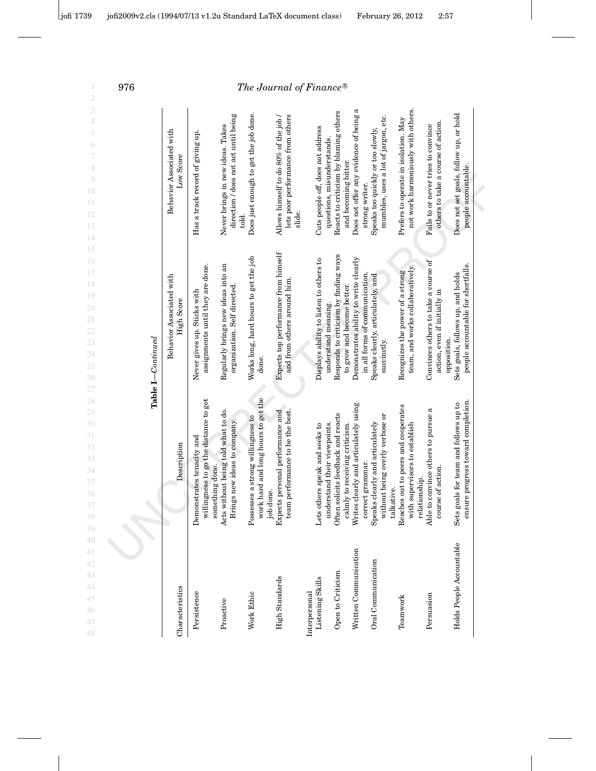**Table I**—*Continued*

| Characteristics | Description | Behavior Associated with High Score | Behavior Associated with Low Score |
|---|---|---|---|
| Persistence | Demonstrates tenacity and willingness to go the distance to get something done. | Never gives up. Sticks with assignments until they are done. | Has a track record of giving up. |
| Proactive | Acts without being told what to do. Brings new ideas to company. | Regularly brings new ideas into an organization. Self directed. | Never brings in new ideas. Takes direction / does not act until being told. |
| Work Ethic | Possesses a strong willingness to work hard and long hours to get the job done. | Works long, hard hours to get the job done. | Does just enough to get the job done. |
| High Standards | Expects personal performance and team performance to be the best. | Expects top performance from himself and from others around him. | Allows himself to do 80% of the job / lets poor performance from others slide. |
| Interpersonal | | | |
| Listening Skills | Lets others speak and seeks to understand their viewpoints. | Displays ability to listen to others to understand meaning. | Cuts people off, does not address questions, misunderstands. |
| Open to Criticism | Often solicits feedback and reacts calmly to receiving criticism. | Responds to criticism by finding ways to grow and become better. | Reacts to criticism by blaming others and becoming bitter. |
| Written Communication | Writes clearly and articulately using correct grammar. | Demonstrates ability to write clearly in all forms of communication. | Does not offer any evidence of being a strong writer. |
| Oral Communication | Speaks clearly and articulately without being overly verbose or talkative. | Speaks clearly, articulately, and succinctly. | Speaks too quickly or too slowly, mumbles, uses a lot of jargon, etc. |
| Teamwork | Reaches out to peers and cooperates with supervisors to establish relationship. | Recognizes the power of a strong team, and works collaboratively. | Prefers to operate in isolation. May not work harmoniously with others. |
| Persuasion | Able to convince others to pursue a course of action. | Convinces others to take a course of action, even if initially in opposition. | Fails to or never tries to convince others to take a course of action. |
| Holds People Accountable | Sets goals for team and follows up to ensure progress toward completion. | Sets goals, follows up, and holds people accountable for shortfalls. | Does not set goals, follow up, or hold people accountable. |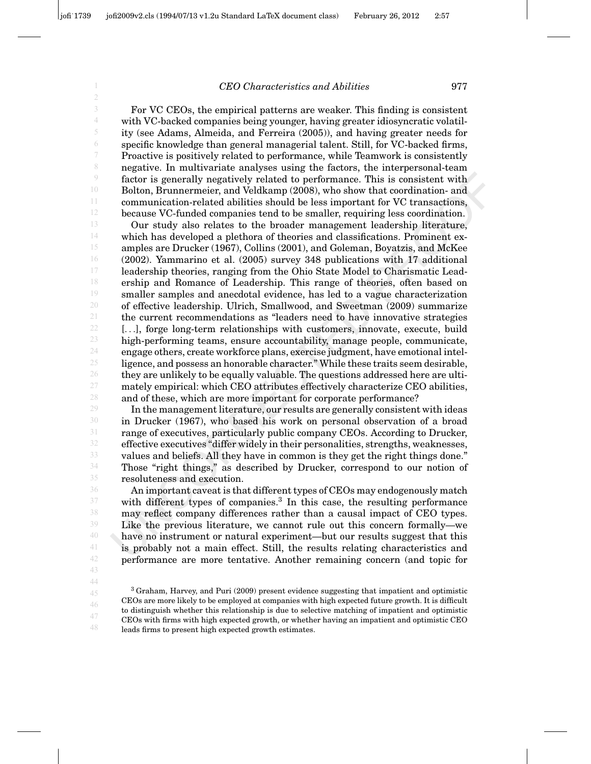For VC CEOs, the empirical patterns are weaker. This finding is consistent with VC-backed companies being younger, having greater idiosyncratic volatility (see Adams, Almeida, and Ferreira (2005)), and having greater needs for specific knowledge than general managerial talent. Still, for VC-backed firms, Proactive is positively related to performance, while Teamwork is consistently negative. In multivariate analyses using the factors, the interpersonal-team factor is generally negatively related to performance. This is consistent with Bolton, Brunnermeier, and Veldkamp (2008), who show that coordination- and communication-related abilities should be less important for VC transactions, because VC-funded companies tend to be smaller, requiring less coordination.

Our study also relates to the broader management leadership literature, which has developed a plethora of theories and classifications. Prominent examples are Drucker (1967), Collins (2001), and Goleman, Boyatzis, and McKee (2002). Yammarino et al. (2005) survey 348 publications with 17 additional leadership theories, ranging from the Ohio State Model to Charismatic Leadership and Romance of Leadership. This range of theories, often based on smaller samples and anecdotal evidence, has led to a vague characterization of effective leadership. Ulrich, Smallwood, and Sweetman (2009) summarize the current recommendations as "leaders need to have innovative strategies [...], forge long-term relationships with customers, innovate, execute, build high-performing teams, ensure accountability, manage people, communicate, engage others, create workforce plans, exercise judgment, have emotional intelligence, and possess an honorable character." While these traits seem desirable, they are unlikely to be equally valuable. The questions addressed here are ultimately empirical: which CEO attributes effectively characterize CEO abilities, and of these, which are more important for corporate performance?

In the management literature, our results are generally consistent with ideas in Drucker (1967), who based his work on personal observation of a broad range of executives, particularly public company CEOs. According to Drucker, effective executives "differ widely in their personalities, strengths, weaknesses, values and beliefs. All they have in common is they get the right things done." Those "right things," as described by Drucker, correspond to our notion of resoluteness and execution.

An important caveat is that different types of CEOs may endogenously match with different types of companies.[3] In this case, the resulting performance may reflect company differences rather than a causal impact of CEO types. Like the previous literature, we cannot rule out this concern formally—we have no instrument or natural experiment—but our results suggest that this is probably not a main effect. Still, the results relating characteristics and performance are more tentative. Another remaining concern (and topic for

[3] Graham, Harvey, and Puri (2009) present evidence suggesting that impatient and optimistic CEOs are more likely to be employed at companies with high expected future growth. It is difficult to distinguish whether this relationship is due to selective matching of impatient and optimistic CEOs with firms with high expected growth, or whether having an impatient and optimistic CEO leads firms to present high expected growth estimates.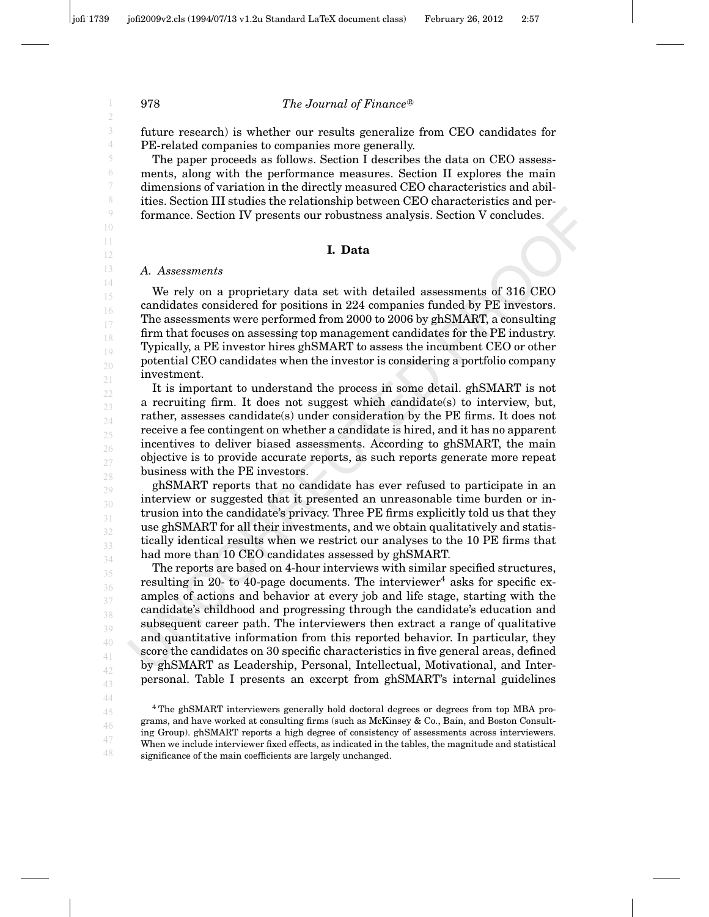future research) is whether our results generalize from CEO candidates for PE-related companies to companies more generally.

The paper proceeds as follows. Section I describes the data on CEO assessments, along with the performance measures. Section II explores the main dimensions of variation in the directly measured CEO characteristics and abilities. Section III studies the relationship between CEO characteristics and performance. Section IV presents our robustness analysis. Section V concludes.

## I. Data

### *A. Assessments*

We rely on a proprietary data set with detailed assessments of 316 CEO candidates considered for positions in 224 companies funded by PE investors. The assessments were performed from 2000 to 2006 by ghSMART, a consulting firm that focuses on assessing top management candidates for the PE industry. Typically, a PE investor hires ghSMART to assess the incumbent CEO or other potential CEO candidates when the investor is considering a portfolio company investment.

It is important to understand the process in some detail. ghSMART is not a recruiting firm. It does not suggest which candidate(s) to interview, but, rather, assesses candidate(s) under consideration by the PE firms. It does not receive a fee contingent on whether a candidate is hired, and it has no apparent incentives to deliver biased assessments. According to ghSMART, the main objective is to provide accurate reports, as such reports generate more repeat business with the PE investors.

ghSMART reports that no candidate has ever refused to participate in an interview or suggested that it presented an unreasonable time burden or intrusion into the candidate's privacy. Three PE firms explicitly told us that they use ghSMART for all their investments, and we obtain qualitatively and statistically identical results when we restrict our analyses to the 10 PE firms that had more than 10 CEO candidates assessed by ghSMART.

The reports are based on 4-hour interviews with similar specified structures, resulting in 20- to 40-page documents. The interviewer[4] asks for specific examples of actions and behavior at every job and life stage, starting with the candidate's childhood and progressing through the candidate's education and subsequent career path. The interviewers then extract a range of qualitative and quantitative information from this reported behavior. In particular, they score the candidates on 30 specific characteristics in five general areas, defined by ghSMART as Leadership, Personal, Intellectual, Motivational, and Interpersonal. Table I presents an excerpt from ghSMART's internal guidelines

[4] The ghSMART interviewers generally hold doctoral degrees or degrees from top MBA programs, and have worked at consulting firms (such as McKinsey & Co., Bain, and Boston Consulting Group). ghSMART reports a high degree of consistency of assessments across interviewers. When we include interviewer fixed effects, as indicated in the tables, the magnitude and statistical significance of the main coefficients are largely unchanged.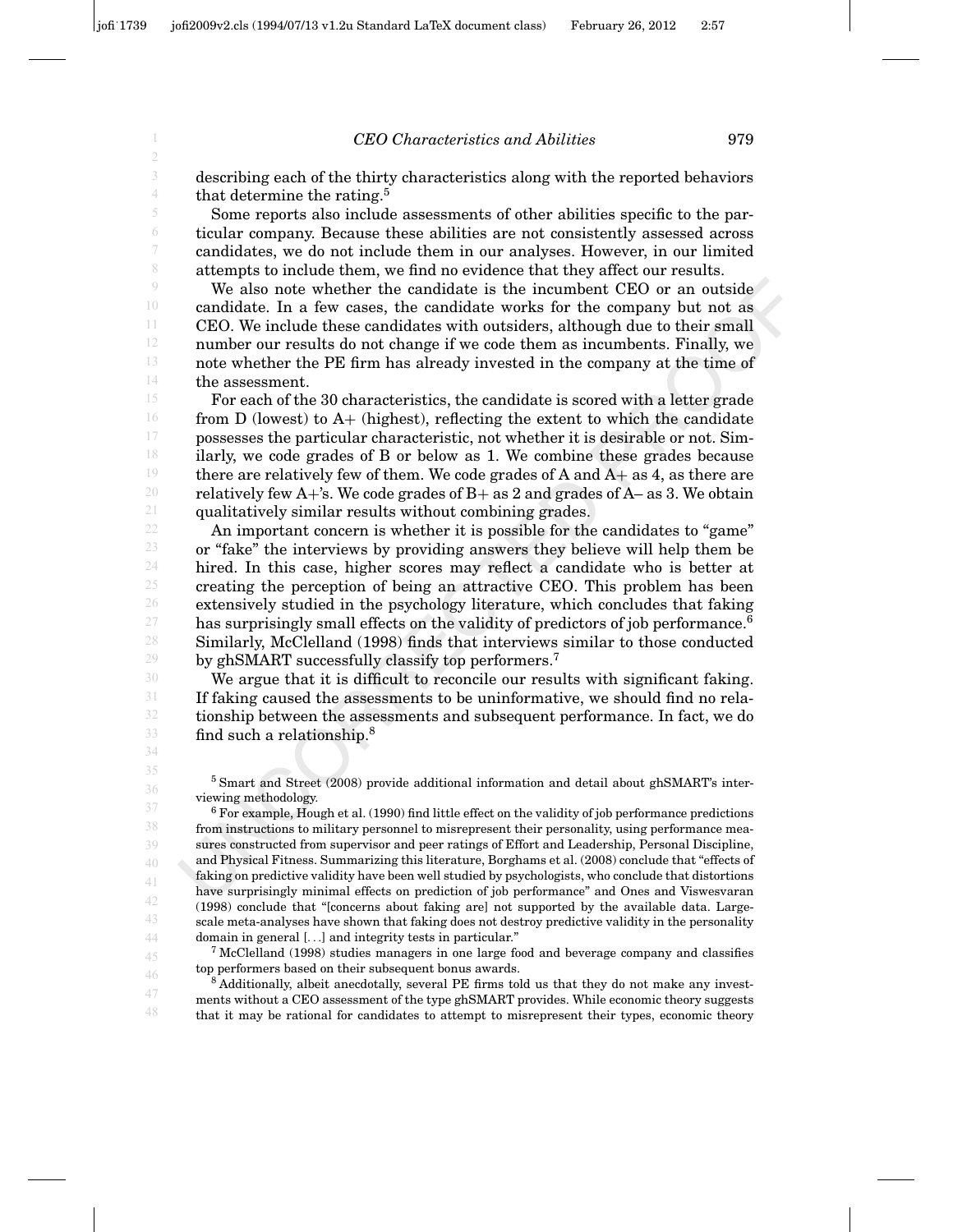describing each of the thirty characteristics along with the reported behaviors that determine the rating.[5]

Some reports also include assessments of other abilities specific to the particular company. Because these abilities are not consistently assessed across candidates, we do not include them in our analyses. However, in our limited attempts to include them, we find no evidence that they affect our results.

We also note whether the candidate is the incumbent CEO or an outside candidate. In a few cases, the candidate works for the company but not as CEO. We include these candidates with outsiders, although due to their small number our results do not change if we code them as incumbents. Finally, we note whether the PE firm has already invested in the company at the time of the assessment.

For each of the 30 characteristics, the candidate is scored with a letter grade from D (lowest) to A+ (highest), reflecting the extent to which the candidate possesses the particular characteristic, not whether it is desirable or not. Similarly, we code grades of B or below as 1. We combine these grades because there are relatively few of them. We code grades of A and A+ as 4, as there are relatively few A+'s. We code grades of B+ as 2 and grades of A– as 3. We obtain qualitatively similar results without combining grades.

An important concern is whether it is possible for the candidates to "game" or "fake" the interviews by providing answers they believe will help them be hired. In this case, higher scores may reflect a candidate who is better at creating the perception of being an attractive CEO. This problem has been extensively studied in the psychology literature, which concludes that faking has surprisingly small effects on the validity of predictors of job performance.[6] Similarly, McClelland (1998) finds that interviews similar to those conducted by ghSMART successfully classify top performers.[7]

We argue that it is difficult to reconcile our results with significant faking. If faking caused the assessments to be uninformative, we should find no relationship between the assessments and subsequent performance. In fact, we do find such a relationship.[8]

---

[5] Smart and Street (2008) provide additional information and detail about ghSMART's interviewing methodology.

[6] For example, Hough et al. (1990) find little effect on the validity of job performance predictions from instructions to military personnel to misrepresent their personality, using performance measures constructed from supervisor and peer ratings of Effort and Leadership, Personal Discipline, and Physical Fitness. Summarizing this literature, Borghams et al. (2008) conclude that "effects of faking on predictive validity have been well studied by psychologists, who conclude that distortions have surprisingly minimal effects on prediction of job performance" and Ones and Viswesvaran (1998) conclude that "[concerns about faking are] not supported by the available data. Large-scale meta-analyses have shown that faking does not destroy predictive validity in the personality domain in general [...] and integrity tests in particular."

[7] McClelland (1998) studies managers in one large food and beverage company and classifies top performers based on their subsequent bonus awards.

[8] Additionally, albeit anecdotally, several PE firms told us that they do not make any investments without a CEO assessment of the type ghSMART provides. While economic theory suggests that it may be rational for candidates to attempt to misrepresent their types, economic theory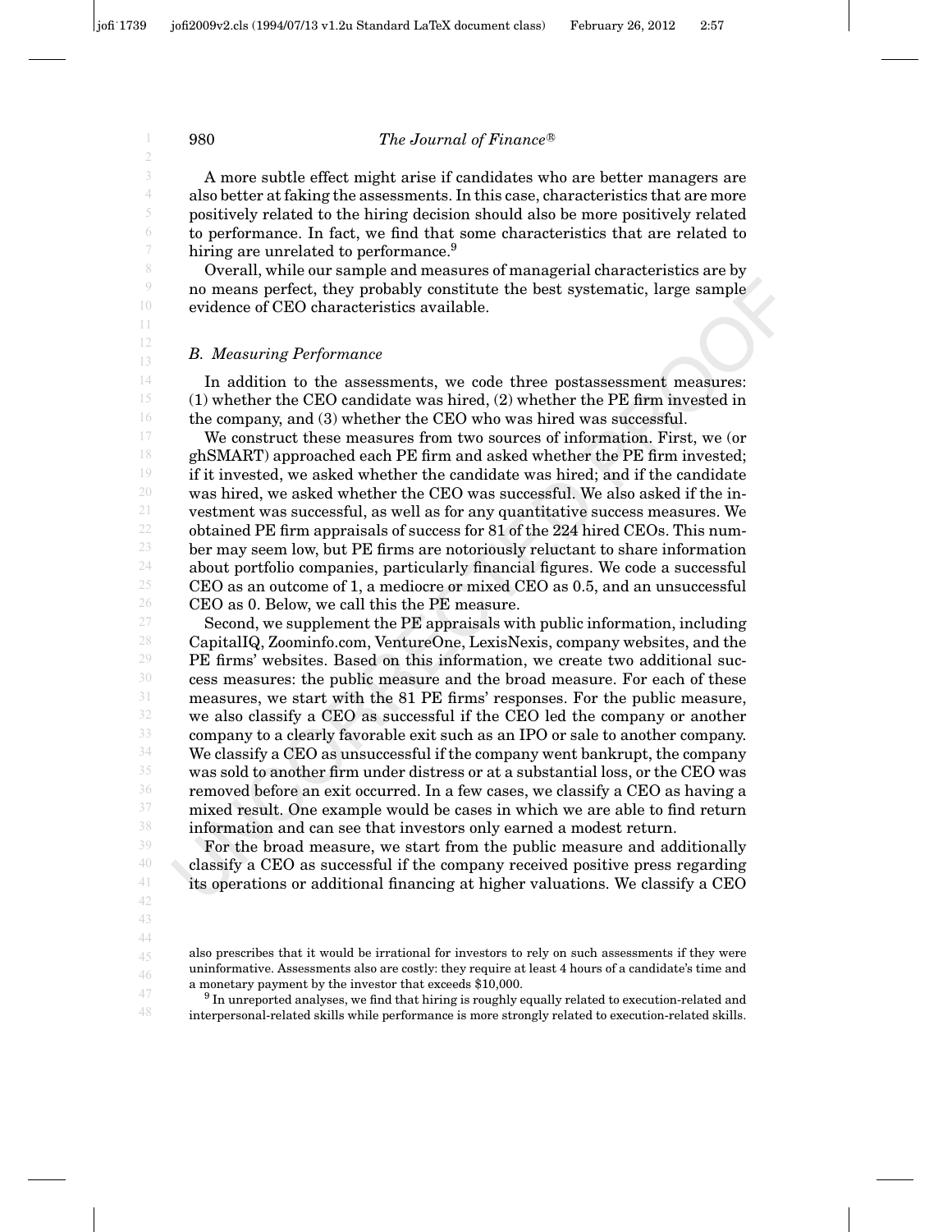A more subtle effect might arise if candidates who are better managers are also better at faking the assessments. In this case, characteristics that are more positively related to the hiring decision should also be more positively related to performance. In fact, we find that some characteristics that are related to hiring are unrelated to performance.[9]

Overall, while our sample and measures of managerial characteristics are by no means perfect, they probably constitute the best systematic, large sample evidence of CEO characteristics available.

### *B. Measuring Performance*

In addition to the assessments, we code three postassessment measures: (1) whether the CEO candidate was hired, (2) whether the PE firm invested in the company, and (3) whether the CEO who was hired was successful.

We construct these measures from two sources of information. First, we (or ghSMART) approached each PE firm and asked whether the PE firm invested; if it invested, we asked whether the candidate was hired; and if the candidate was hired, we asked whether the CEO was successful. We also asked if the investment was successful, as well as for any quantitative success measures. We obtained PE firm appraisals of success for 81 of the 224 hired CEOs. This number may seem low, but PE firms are notoriously reluctant to share information about portfolio companies, particularly financial figures. We code a successful CEO as an outcome of 1, a mediocre or mixed CEO as 0.5, and an unsuccessful CEO as 0. Below, we call this the PE measure.

Second, we supplement the PE appraisals with public information, including CapitalIQ, Zoominfo.com, VentureOne, LexisNexis, company websites, and the PE firms' websites. Based on this information, we create two additional success measures: the public measure and the broad measure. For each of these measures, we start with the 81 PE firms' responses. For the public measure, we also classify a CEO as successful if the CEO led the company or another company to a clearly favorable exit such as an IPO or sale to another company. We classify a CEO as unsuccessful if the company went bankrupt, the company was sold to another firm under distress or at a substantial loss, or the CEO was removed before an exit occurred. In a few cases, we classify a CEO as having a mixed result. One example would be cases in which we are able to find return information and can see that investors only earned a modest return.

For the broad measure, we start from the public measure and additionally classify a CEO as successful if the company received positive press regarding its operations or additional financing at higher valuations. We classify a CEO

---

also prescribes that it would be irrational for investors to rely on such assessments if they were uninformative. Assessments also are costly: they require at least 4 hours of a candidate's time and a monetary payment by the investor that exceeds $10,000.

[9] In unreported analyses, we find that hiring is roughly equally related to execution-related and interpersonal-related skills while performance is more strongly related to execution-related skills.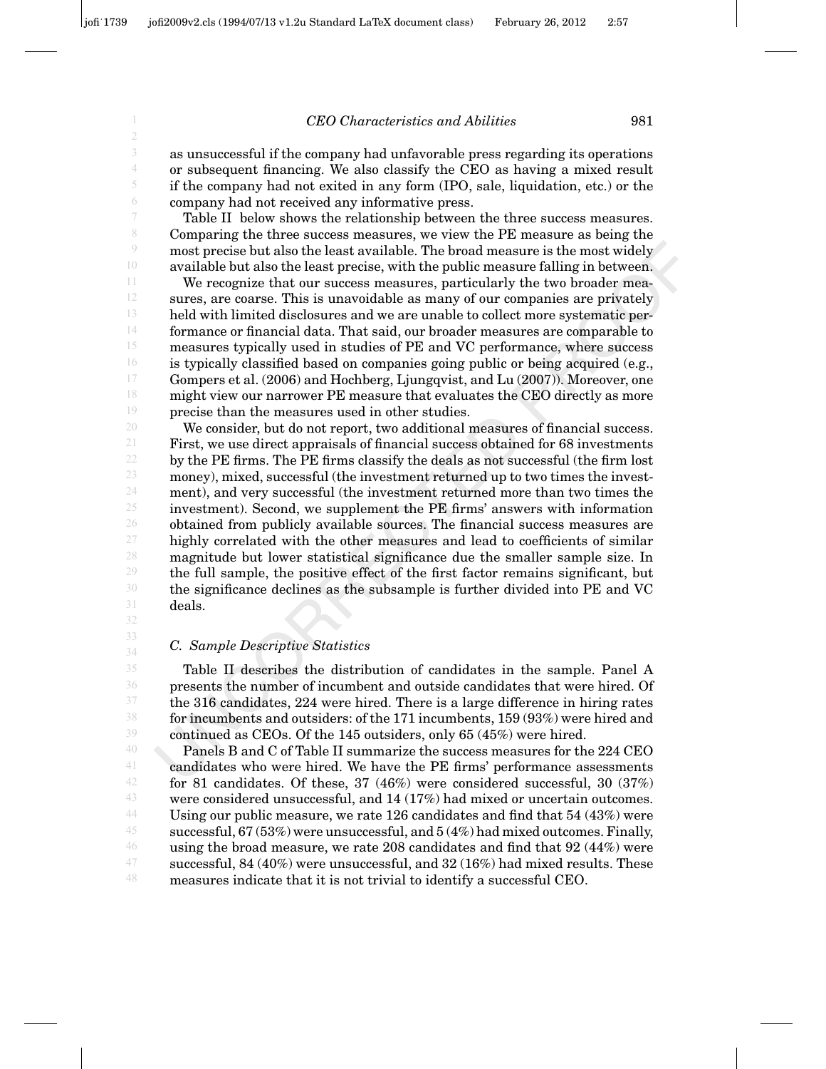as unsuccessful if the company had unfavorable press regarding its operations or subsequent financing. We also classify the CEO as having a mixed result if the company had not exited in any form (IPO, sale, liquidation, etc.) or the company had not received any informative press.

Table II below shows the relationship between the three success measures. Comparing the three success measures, we view the PE measure as being the most precise but also the least available. The broad measure is the most widely available but also the least precise, with the public measure falling in between.

We recognize that our success measures, particularly the two broader measures, are coarse. This is unavoidable as many of our companies are privately held with limited disclosures and we are unable to collect more systematic performance or financial data. That said, our broader measures are comparable to measures typically used in studies of PE and VC performance, where success is typically classified based on companies going public or being acquired (e.g., Gompers et al. (2006) and Hochberg, Ljungqvist, and Lu (2007)). Moreover, one might view our narrower PE measure that evaluates the CEO directly as more precise than the measures used in other studies.

We consider, but do not report, two additional measures of financial success. First, we use direct appraisals of financial success obtained for 68 investments by the PE firms. The PE firms classify the deals as not successful (the firm lost money), mixed, successful (the investment returned up to two times the investment), and very successful (the investment returned more than two times the investment). Second, we supplement the PE firms' answers with information obtained from publicly available sources. The financial success measures are highly correlated with the other measures and lead to coefficients of similar magnitude but lower statistical significance due the smaller sample size. In the full sample, the positive effect of the first factor remains significant, but the significance declines as the subsample is further divided into PE and VC deals.

### C. Sample Descriptive Statistics

Table II describes the distribution of candidates in the sample. Panel A presents the number of incumbent and outside candidates that were hired. Of the 316 candidates, 224 were hired. There is a large difference in hiring rates for incumbents and outsiders: of the 171 incumbents, 159 (93%) were hired and continued as CEOs. Of the 145 outsiders, only 65 (45%) were hired.

Panels B and C of Table II summarize the success measures for the 224 CEO candidates who were hired. We have the PE firms' performance assessments for 81 candidates. Of these, 37 (46%) were considered successful, 30 (37%) were considered unsuccessful, and 14 (17%) had mixed or uncertain outcomes. Using our public measure, we rate 126 candidates and find that 54 (43%) were successful, 67 (53%) were unsuccessful, and 5 (4%) had mixed outcomes. Finally, using the broad measure, we rate 208 candidates and find that 92 (44%) were successful, 84 (40%) were unsuccessful, and 32 (16%) had mixed results. These measures indicate that it is not trivial to identify a successful CEO.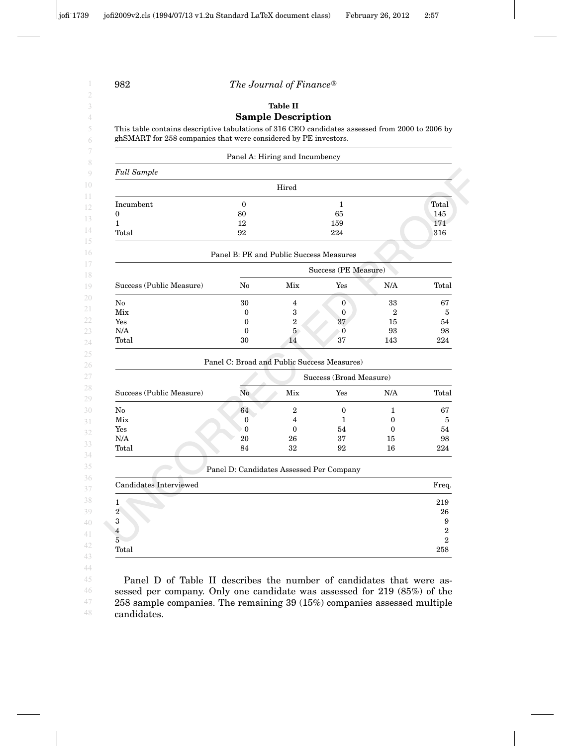**Table II**

**Sample Description**

This table contains descriptive tabulations of 316 CEO candidates assessed from 2000 to 2006 by ghSMART for 258 companies that were considered by PE investors.

Panel A: Hiring and Incumbency

*Full Sample*

| | Hired | | |
|---|---|---|---|
| Incumbent | 0 | 1 | Total |
| 0 | 80 | 65 | 145 |
| 1 | 12 | 159 | 171 |
| Total | 92 | 224 | 316 |

Panel B: PE and Public Success Measures

| | Success (PE Measure) | | | | |
|---|---|---|---|---|---|
| Success (Public Measure) | No | Mix | Yes | N/A | Total |
| No | 30 | 4 | 0 | 33 | 67 |
| Mix | 0 | 3 | 0 | 2 | 5 |
| Yes | 0 | 2 | 37 | 15 | 54 |
| N/A | 0 | 5 | 0 | 93 | 98 |
| Total | 30 | 14 | 37 | 143 | 224 |

Panel C: Broad and Public Success Measures)

| | Success (Broad Measure) | | | | |
|---|---|---|---|---|---|
| Success (Public Measure) | No | Mix | Yes | N/A | Total |
| No | 64 | 2 | 0 | 1 | 67 |
| Mix | 0 | 4 | 1 | 0 | 5 |
| Yes | 0 | 0 | 54 | 0 | 54 |
| N/A | 20 | 26 | 37 | 15 | 98 |
| Total | 84 | 32 | 92 | 16 | 224 |

Panel D: Candidates Assessed Per Company

| Candidates Interviewed | Freq. |
|---|---|
| 1 | 219 |
| 2 | 26 |
| 3 | 9 |
| 4 | 2 |
| 5 | 2 |
| Total | 258 |

Panel D of Table II describes the number of candidates that were assessed per company. Only one candidate was assessed for 219 (85%) of the 258 sample companies. The remaining 39 (15%) companies assessed multiple candidates.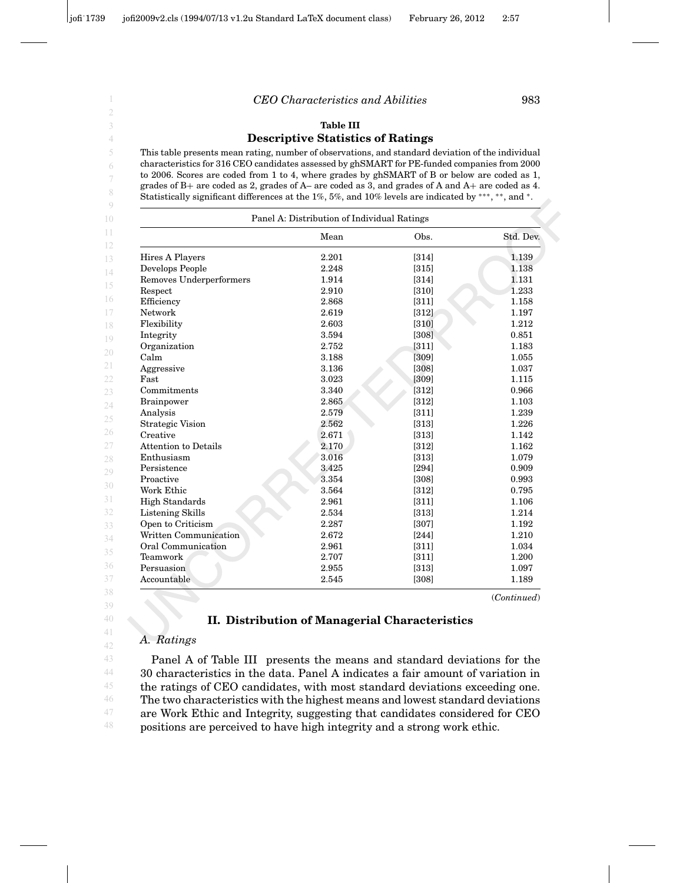**Table III**
**Descriptive Statistics of Ratings**

This table presents mean rating, number of observations, and standard deviation of the individual characteristics for 316 CEO candidates assessed by ghSMART for PE-funded companies from 2000 to 2006. Scores are coded from 1 to 4, where grades by ghSMART of B or below are coded as 1, grades of B+ are coded as 2, grades of A– are coded as 3, and grades of A and A+ are coded as 4. Statistically significant differences at the 1%, 5%, and 10% levels are indicated by ***, **, and *.

Panel A: Distribution of Individual Ratings

| | Mean | Obs. | Std. Dev. |
|---|---|---|---|
| Hires A Players | 2.201 | [314] | 1.139 |
| Develops People | 2.248 | [315] | 1.138 |
| Removes Underperformers | 1.914 | [314] | 1.131 |
| Respect | 2.910 | [310] | 1.233 |
| Efficiency | 2.868 | [311] | 1.158 |
| Network | 2.619 | [312] | 1.197 |
| Flexibility | 2.603 | [310] | 1.212 |
| Integrity | 3.594 | [308] | 0.851 |
| Organization | 2.752 | [311] | 1.183 |
| Calm | 3.188 | [309] | 1.055 |
| Aggressive | 3.136 | [308] | 1.037 |
| Fast | 3.023 | [309] | 1.115 |
| Commitments | 3.340 | [312] | 0.966 |
| Brainpower | 2.865 | [312] | 1.103 |
| Analysis | 2.579 | [311] | 1.239 |
| Strategic Vision | 2.562 | [313] | 1.226 |
| Creative | 2.671 | [313] | 1.142 |
| Attention to Details | 2.170 | [312] | 1.162 |
| Enthusiasm | 3.016 | [313] | 1.079 |
| Persistence | 3.425 | [294] | 0.909 |
| Proactive | 3.354 | [308] | 0.993 |
| Work Ethic | 3.564 | [312] | 0.795 |
| High Standards | 2.961 | [311] | 1.106 |
| Listening Skills | 2.534 | [313] | 1.214 |
| Open to Criticism | 2.287 | [307] | 1.192 |
| Written Communication | 2.672 | [244] | 1.210 |
| Oral Communication | 2.961 | [311] | 1.034 |
| Teamwork | 2.707 | [311] | 1.200 |
| Persuasion | 2.955 | [313] | 1.097 |
| Accountable | 2.545 | [308] | 1.189 |

(*Continued*)

## II. Distribution of Managerial Characteristics

### *A. Ratings*

Panel A of Table III presents the means and standard deviations for the 30 characteristics in the data. Panel A indicates a fair amount of variation in the ratings of CEO candidates, with most standard deviations exceeding one. The two characteristics with the highest means and lowest standard deviations are Work Ethic and Integrity, suggesting that candidates considered for CEO positions are perceived to have high integrity and a strong work ethic.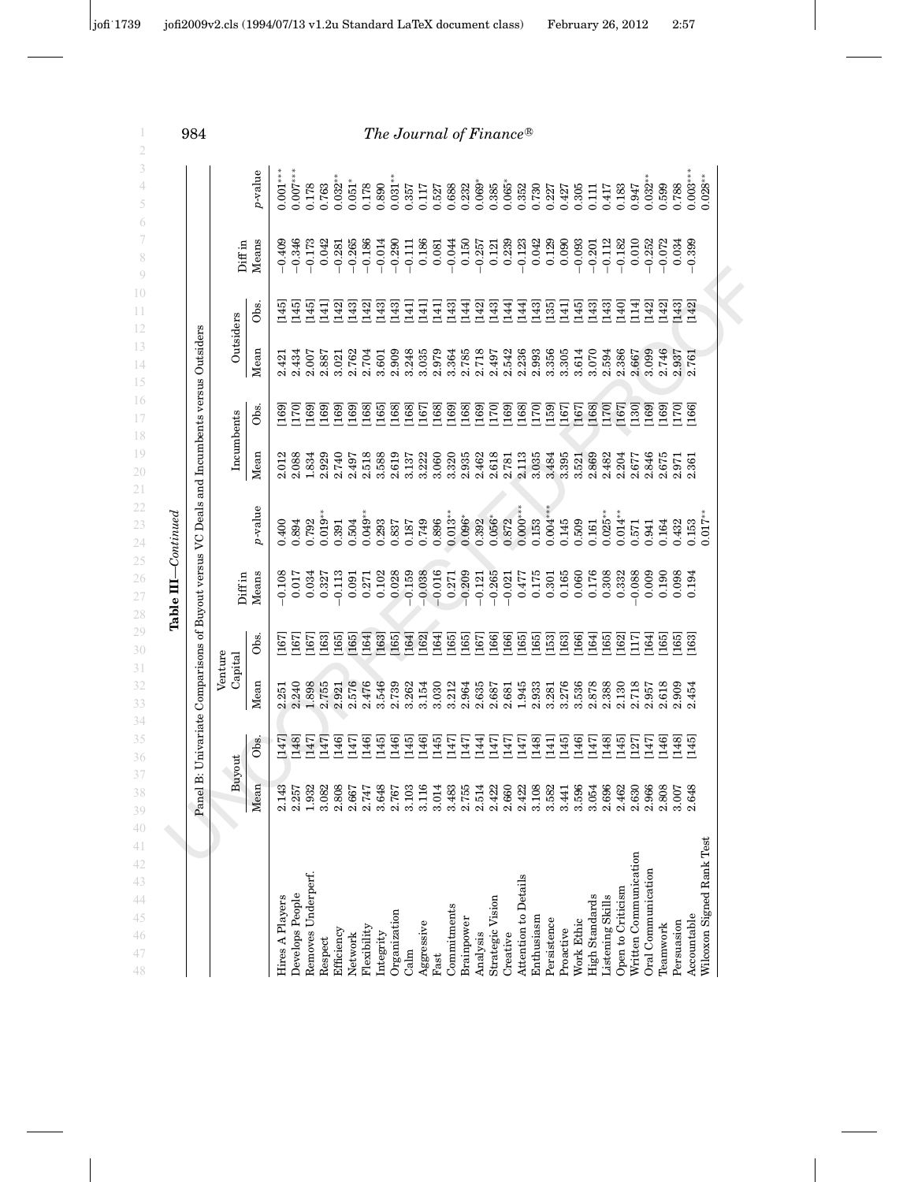**Table III—Continued**

Panel B: Univariate Comparisons of Buyout versus VC Deals and Incumbents versus Outsiders

| | Buyout | | Venture Capital | | Diff in | | Incumbents | | Outsiders | | Diff in | |
|---|---|---|---|---|---|---|---|---|---|---|---|---|
| | Mean | Obs. | Mean | Obs. | Means | *p*-value | Mean | Obs. | Mean | Obs. | Means | *p*-value |
| Hires A Players | 2.143 | [147] | 2.251 | [167] | −0.108 | 0.400 | 2.012 | [169] | 2.421 | [145] | −0.409 | 0.001*** |
| Develops People | 2.257 | [148] | 2.240 | [167] | 0.017 | 0.894 | 2.088 | [170] | 2.434 | [145] | −0.346 | 0.007*** |
| Removes Underperf. | 1.932 | [147] | 1.898 | [167] | 0.034 | 0.792 | 1.834 | [169] | 2.007 | [145] | −0.173 | 0.178 |
| Respect | 3.082 | [147] | 2.755 | [163] | 0.327 | 0.019** | 2.929 | [169] | 2.887 | [141] | 0.042 | 0.763 |
| Efficiency | 2.808 | [146] | 2.921 | [165] | −0.113 | 0.391 | 2.740 | [169] | 3.021 | [142] | −0.281 | 0.032** |
| Network | 2.667 | [147] | 2.576 | [165] | 0.091 | 0.504 | 2.497 | [169] | 2.762 | [143] | −0.265 | 0.051* |
| Flexibility | 2.747 | [146] | 2.476 | [164] | 0.271 | 0.049** | 2.518 | [168] | 2.704 | [142] | −0.186 | 0.178 |
| Integrity | 3.648 | [145] | 3.546 | [163] | 0.102 | 0.293 | 3.588 | [165] | 3.601 | [143] | −0.014 | 0.890 |
| Organization | 2.767 | [146] | 2.739 | [165] | 0.028 | 0.837 | 2.619 | [168] | 2.909 | [143] | −0.290 | 0.031** |
| Calm | 3.103 | [145] | 3.262 | [164] | −0.159 | 0.187 | 3.137 | [168] | 3.248 | [141] | −0.111 | 0.357 |
| Aggressive | 3.116 | [146] | 3.154 | [162] | −0.038 | 0.749 | 3.222 | [167] | 3.035 | [141] | 0.186 | 0.117 |
| Fast | 3.014 | [145] | 3.030 | [164] | −0.016 | 0.896 | 3.060 | [168] | 2.979 | [141] | 0.081 | 0.527 |
| Commitments | 3.483 | [147] | 3.212 | [165] | 0.271 | 0.013** | 3.320 | [169] | 3.364 | [143] | −0.044 | 0.688 |
| Brainpower | 2.755 | [147] | 2.964 | [165] | −0.209 | 0.096* | 2.935 | [168] | 2.785 | [144] | 0.150 | 0.232 |
| Analysis | 2.514 | [144] | 2.635 | [167] | −0.121 | 0.392 | 2.462 | [169] | 2.718 | [142] | −0.257 | 0.069* |
| Strategic Vision | 2.422 | [147] | 2.687 | [166] | −0.265 | 0.056* | 2.618 | [170] | 2.497 | [143] | 0.121 | 0.385 |
| Creative | 2.660 | [147] | 2.681 | [166] | −0.021 | 0.872 | 2.781 | [169] | 2.542 | [144] | 0.239 | 0.065* |
| Attention to Details | 2.422 | [147] | 1.945 | [165] | 0.477 | 0.000*** | 2.113 | [168] | 2.236 | [144] | −0.123 | 0.352 |
| Enthusiasm | 3.108 | [148] | 2.933 | [165] | 0.175 | 0.153 | 3.035 | [170] | 2.993 | [143] | 0.042 | 0.730 |
| Persistence | 3.582 | [141] | 3.281 | [153] | 0.301 | 0.004*** | 3.484 | [159] | 3.356 | [135] | 0.129 | 0.227 |
| Proactive | 3.441 | [145] | 3.276 | [163] | 0.165 | 0.145 | 3.395 | [167] | 3.305 | [141] | 0.090 | 0.427 |
| Work Ethic | 3.596 | [146] | 3.536 | [166] | 0.060 | 0.509 | 3.521 | [167] | 3.614 | [145] | −0.093 | 0.305 |
| High Standards | 3.054 | [147] | 2.878 | [164] | 0.176 | 0.161 | 2.869 | [168] | 3.070 | [143] | −0.201 | 0.111 |
| Listening Skills | 2.696 | [148] | 2.388 | [165] | 0.308 | 0.025** | 2.482 | [170] | 2.594 | [143] | −0.112 | 0.417 |
| Open to Criticism | 2.462 | [145] | 2.130 | [162] | 0.332 | 0.014** | 2.204 | [167] | 2.386 | [140] | −0.182 | 0.183 |
| Written Communication | 2.630 | [127] | 2.718 | [117] | −0.088 | 0.571 | 2.677 | [130] | 2.667 | [114] | 0.010 | 0.947 |
| Oral Communication | 2.966 | [147] | 2.957 | [164] | 0.009 | 0.941 | 2.846 | [169] | 3.099 | [142] | −0.252 | 0.032** |
| Teamwork | 2.808 | [146] | 2.618 | [165] | 0.190 | 0.164 | 2.675 | [169] | 2.746 | [142] | −0.072 | 0.599 |
| Persuasion | 3.007 | [148] | 2.909 | [165] | 0.098 | 0.432 | 2.971 | [170] | 2.937 | [143] | 0.034 | 0.788 |
| Accountable | 2.648 | [145] | 2.454 | [163] | 0.194 | 0.153 | 2.361 | [166] | 2.761 | [142] | −0.399 | 0.003*** |
| Wilcoxon Signed Rank Test | | | | | | 0.017** | | | | | | 0.028** |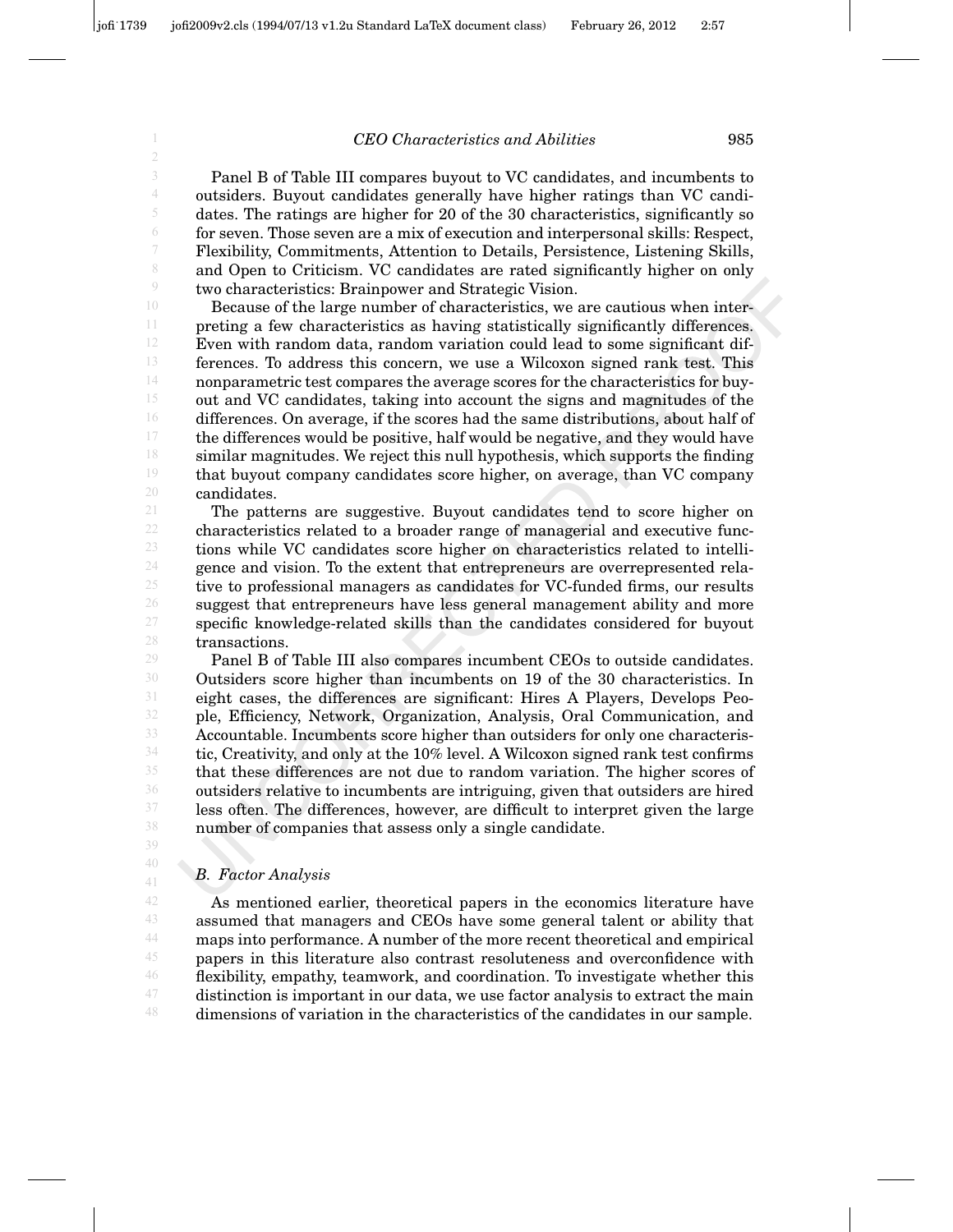Panel B of Table III compares buyout to VC candidates, and incumbents to outsiders. Buyout candidates generally have higher ratings than VC candidates. The ratings are higher for 20 of the 30 characteristics, significantly so for seven. Those seven are a mix of execution and interpersonal skills: Respect, Flexibility, Commitments, Attention to Details, Persistence, Listening Skills, and Open to Criticism. VC candidates are rated significantly higher on only two characteristics: Brainpower and Strategic Vision.

Because of the large number of characteristics, we are cautious when interpreting a few characteristics as having statistically significantly differences. Even with random data, random variation could lead to some significant differences. To address this concern, we use a Wilcoxon signed rank test. This nonparametric test compares the average scores for the characteristics for buyout and VC candidates, taking into account the signs and magnitudes of the differences. On average, if the scores had the same distributions, about half of the differences would be positive, half would be negative, and they would have similar magnitudes. We reject this null hypothesis, which supports the finding that buyout company candidates score higher, on average, than VC company candidates.

The patterns are suggestive. Buyout candidates tend to score higher on characteristics related to a broader range of managerial and executive functions while VC candidates score higher on characteristics related to intelligence and vision. To the extent that entrepreneurs are overrepresented relative to professional managers as candidates for VC-funded firms, our results suggest that entrepreneurs have less general management ability and more specific knowledge-related skills than the candidates considered for buyout transactions.

Panel B of Table III also compares incumbent CEOs to outside candidates. Outsiders score higher than incumbents on 19 of the 30 characteristics. In eight cases, the differences are significant: Hires A Players, Develops People, Efficiency, Network, Organization, Analysis, Oral Communication, and Accountable. Incumbents score higher than outsiders for only one characteristic, Creativity, and only at the 10% level. A Wilcoxon signed rank test confirms that these differences are not due to random variation. The higher scores of outsiders relative to incumbents are intriguing, given that outsiders are hired less often. The differences, however, are difficult to interpret given the large number of companies that assess only a single candidate.

### *B. Factor Analysis*

As mentioned earlier, theoretical papers in the economics literature have assumed that managers and CEOs have some general talent or ability that maps into performance. A number of the more recent theoretical and empirical papers in this literature also contrast resoluteness and overconfidence with flexibility, empathy, teamwork, and coordination. To investigate whether this distinction is important in our data, we use factor analysis to extract the main dimensions of variation in the characteristics of the candidates in our sample.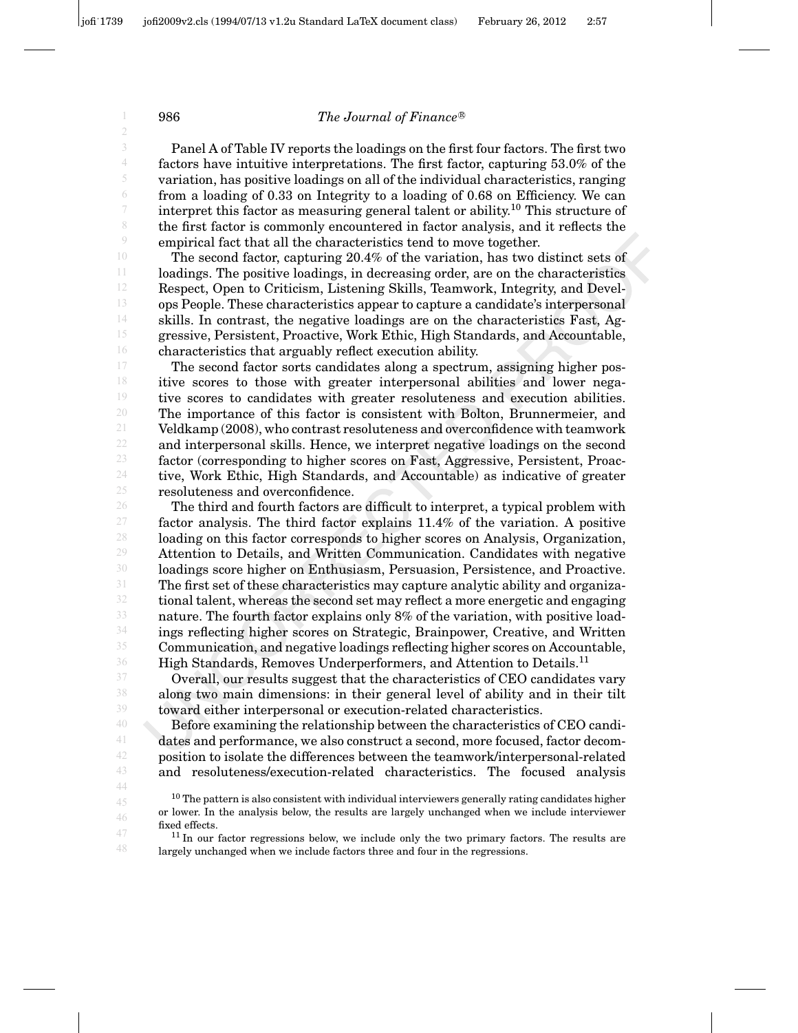Panel A of Table IV reports the loadings on the first four factors. The first two factors have intuitive interpretations. The first factor, capturing 53.0% of the variation, has positive loadings on all of the individual characteristics, ranging from a loading of 0.33 on Integrity to a loading of 0.68 on Efficiency. We can interpret this factor as measuring general talent or ability.[10] This structure of the first factor is commonly encountered in factor analysis, and it reflects the empirical fact that all the characteristics tend to move together.

The second factor, capturing 20.4% of the variation, has two distinct sets of loadings. The positive loadings, in decreasing order, are on the characteristics Respect, Open to Criticism, Listening Skills, Teamwork, Integrity, and Develops People. These characteristics appear to capture a candidate's interpersonal skills. In contrast, the negative loadings are on the characteristics Fast, Aggressive, Persistent, Proactive, Work Ethic, High Standards, and Accountable, characteristics that arguably reflect execution ability.

The second factor sorts candidates along a spectrum, assigning higher positive scores to those with greater interpersonal abilities and lower negative scores to candidates with greater resoluteness and execution abilities. The importance of this factor is consistent with Bolton, Brunnermeier, and Veldkamp (2008), who contrast resoluteness and overconfidence with teamwork and interpersonal skills. Hence, we interpret negative loadings on the second factor (corresponding to higher scores on Fast, Aggressive, Persistent, Proactive, Work Ethic, High Standards, and Accountable) as indicative of greater resoluteness and overconfidence.

The third and fourth factors are difficult to interpret, a typical problem with factor analysis. The third factor explains 11.4% of the variation. A positive loading on this factor corresponds to higher scores on Analysis, Organization, Attention to Details, and Written Communication. Candidates with negative loadings score higher on Enthusiasm, Persuasion, Persistence, and Proactive. The first set of these characteristics may capture analytic ability and organizational talent, whereas the second set may reflect a more energetic and engaging nature. The fourth factor explains only 8% of the variation, with positive loadings reflecting higher scores on Strategic, Brainpower, Creative, and Written Communication, and negative loadings reflecting higher scores on Accountable, High Standards, Removes Underperformers, and Attention to Details.[11]

Overall, our results suggest that the characteristics of CEO candidates vary along two main dimensions: in their general level of ability and in their tilt toward either interpersonal or execution-related characteristics.

Before examining the relationship between the characteristics of CEO candidates and performance, we also construct a second, more focused, factor decomposition to isolate the differences between the teamwork/interpersonal-related and resoluteness/execution-related characteristics. The focused analysis

[10] The pattern is also consistent with individual interviewers generally rating candidates higher or lower. In the analysis below, the results are largely unchanged when we include interviewer fixed effects.

[11] In our factor regressions below, we include only the two primary factors. The results are largely unchanged when we include factors three and four in the regressions.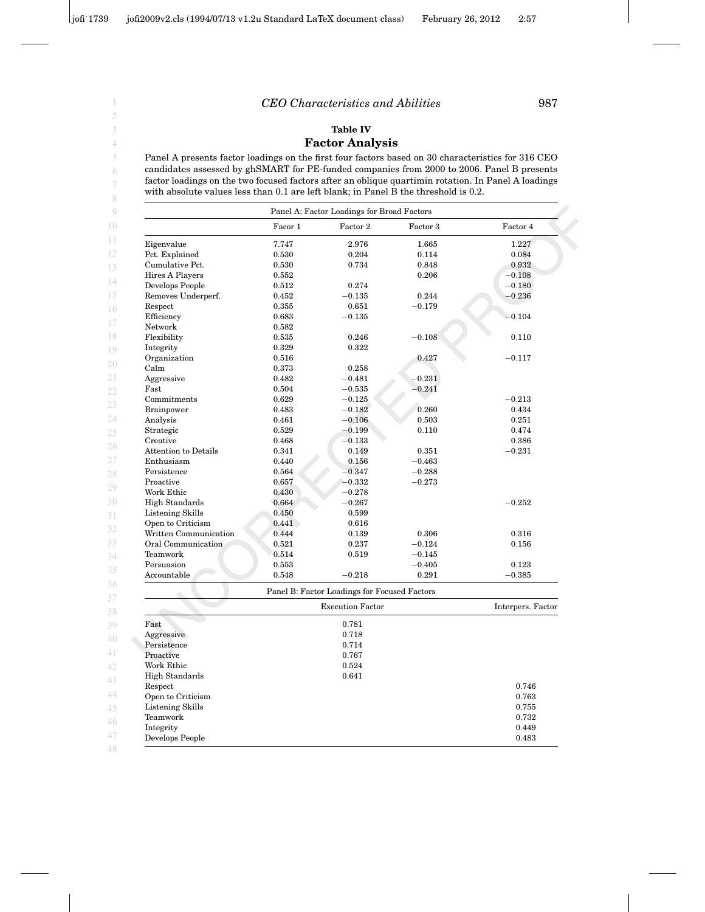**Table IV**

**Factor Analysis**

Panel A presents factor loadings on the first four factors based on 30 characteristics for 316 CEO candidates assessed by ghSMART for PE-funded companies from 2000 to 2006. Panel B presents factor loadings on the two focused factors after an oblique quartimin rotation. In Panel A loadings with absolute values less than 0.1 are left blank; in Panel B the threshold is 0.2.

| Panel A: Factor Loadings for Broad Factors | | | | |
|---|---|---|---|---|
| | Facor 1 | Factor 2 | Factor 3 | Factor 4 |
| Eigenvalue | 7.747 | 2.976 | 1.665 | 1.227 |
| Pct. Explained | 0.530 | 0.204 | 0.114 | 0.084 |
| Cumulative Pct. | 0.530 | 0.734 | 0.848 | 0.932 |
| Hires A Players | 0.552 | | 0.206 | −0.108 |
| Develops People | 0.512 | 0.274 | | −0.180 |
| Removes Underperf. | 0.452 | −0.135 | 0.244 | −0.236 |
| Respect | 0.355 | 0.651 | −0.179 | |
| Efficiency | 0.683 | −0.135 | | −0.104 |
| Network | 0.582 | | | |
| Flexibility | 0.535 | 0.246 | −0.108 | 0.110 |
| Integrity | 0.329 | 0.322 | | |
| Organization | 0.516 | | 0.427 | −0.117 |
| Calm | 0.373 | 0.258 | | |
| Aggressive | 0.482 | −0.481 | −0.231 | |
| Fast | 0.504 | −0.535 | −0.241 | |
| Commitments | 0.629 | −0.125 | | −0.213 |
| Brainpower | 0.483 | −0.182 | 0.260 | 0.434 |
| Analysis | 0.461 | −0.106 | 0.503 | 0.251 |
| Strategic | 0.529 | −0.199 | 0.110 | 0.474 |
| Creative | 0.468 | −0.133 | | 0.386 |
| Attention to Details | 0.341 | 0.149 | 0.351 | −0.231 |
| Enthusiasm | 0.440 | 0.156 | −0.463 | |
| Persistence | 0.564 | −0.347 | −0.288 | |
| Proactive | 0.657 | −0.332 | −0.273 | |
| Work Ethic | 0.430 | −0.278 | | |
| High Standards | 0.664 | −0.267 | | −0.252 |
| Listening Skills | 0.450 | 0.599 | | |
| Open to Criticism | 0.441 | 0.616 | | |
| Written Communication | 0.444 | 0.139 | 0.306 | 0.316 |
| Oral Communication | 0.521 | 0.237 | −0.124 | 0.156 |
| Teamwork | 0.514 | 0.519 | −0.145 | |
| Persuasion | 0.553 | | −0.405 | 0.123 |
| Accountable | 0.548 | −0.218 | 0.291 | −0.385 |

| Panel B: Factor Loadings for Focused Factors | | |
|---|---|---|
| | Execution Factor | Interpers. Factor |
| Fast | 0.781 | |
| Aggressive | 0.718 | |
| Persistence | 0.714 | |
| Proactive | 0.767 | |
| Work Ethic | 0.524 | |
| High Standards | 0.641 | |
| Respect | | 0.746 |
| Open to Criticism | | 0.763 |
| Listening Skills | | 0.755 |
| Teamwork | | 0.732 |
| Integrity | | 0.449 |
| Develops People | | 0.483 |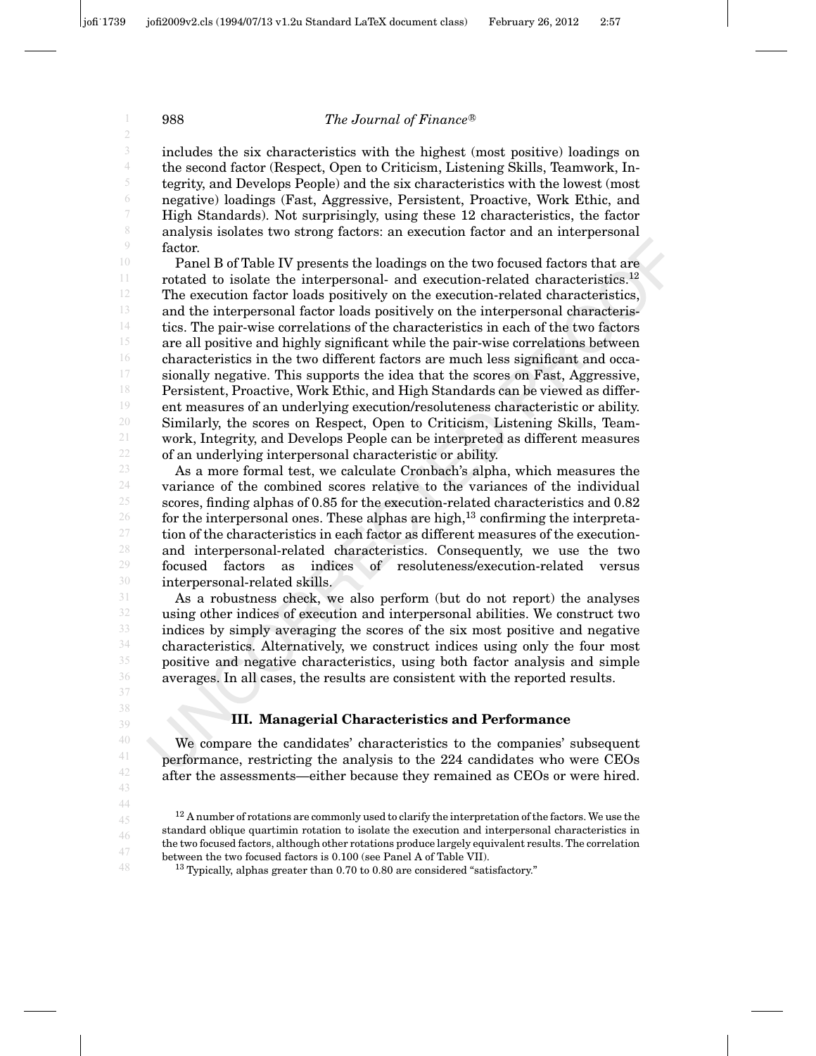includes the six characteristics with the highest (most positive) loadings on the second factor (Respect, Open to Criticism, Listening Skills, Teamwork, Integrity, and Develops People) and the six characteristics with the lowest (most negative) loadings (Fast, Aggressive, Persistent, Proactive, Work Ethic, and High Standards). Not surprisingly, using these 12 characteristics, the factor analysis isolates two strong factors: an execution factor and an interpersonal factor.

Panel B of Table IV presents the loadings on the two focused factors that are rotated to isolate the interpersonal- and execution-related characteristics.[12] The execution factor loads positively on the execution-related characteristics, and the interpersonal factor loads positively on the interpersonal characteristics. The pair-wise correlations of the characteristics in each of the two factors are all positive and highly significant while the pair-wise correlations between characteristics in the two different factors are much less significant and occasionally negative. This supports the idea that the scores on Fast, Aggressive, Persistent, Proactive, Work Ethic, and High Standards can be viewed as different measures of an underlying execution/resoluteness characteristic or ability. Similarly, the scores on Respect, Open to Criticism, Listening Skills, Teamwork, Integrity, and Develops People can be interpreted as different measures of an underlying interpersonal characteristic or ability.

As a more formal test, we calculate Cronbach's alpha, which measures the variance of the combined scores relative to the variances of the individual scores, finding alphas of 0.85 for the execution-related characteristics and 0.82 for the interpersonal ones. These alphas are high,[13] confirming the interpretation of the characteristics in each factor as different measures of the execution- and interpersonal-related characteristics. Consequently, we use the two focused factors as indices of resoluteness/execution-related versus interpersonal-related skills.

As a robustness check, we also perform (but do not report) the analyses using other indices of execution and interpersonal abilities. We construct two indices by simply averaging the scores of the six most positive and negative characteristics. Alternatively, we construct indices using only the four most positive and negative characteristics, using both factor analysis and simple averages. In all cases, the results are consistent with the reported results.

## III. Managerial Characteristics and Performance

We compare the candidates' characteristics to the companies' subsequent performance, restricting the analysis to the 224 candidates who were CEOs after the assessments—either because they remained as CEOs or were hired.

[12] A number of rotations are commonly used to clarify the interpretation of the factors. We use the standard oblique quartimin rotation to isolate the execution and interpersonal characteristics in the two focused factors, although other rotations produce largely equivalent results. The correlation between the two focused factors is 0.100 (see Panel A of Table VII).

[13] Typically, alphas greater than 0.70 to 0.80 are considered "satisfactory."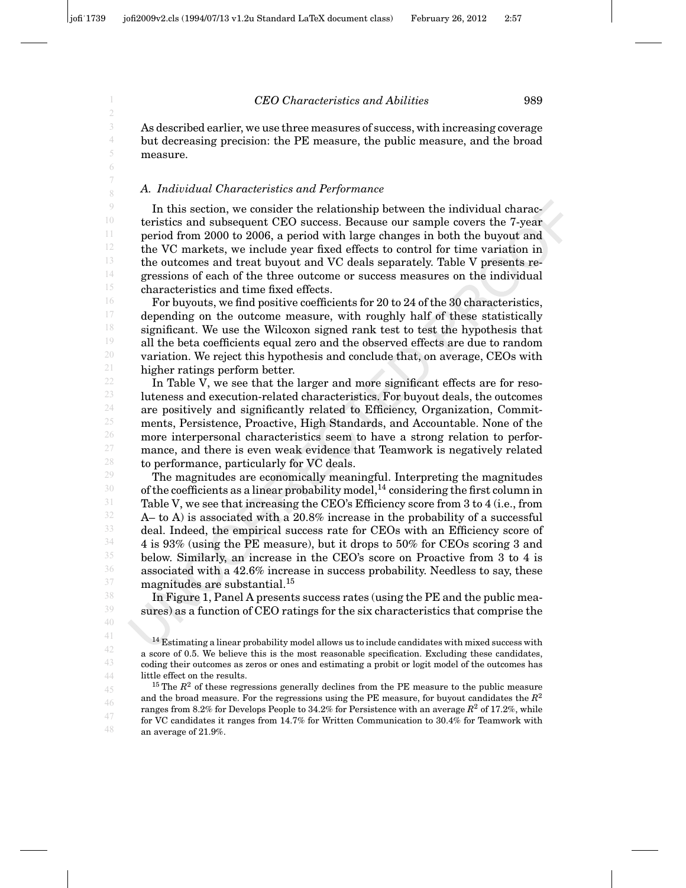As described earlier, we use three measures of success, with increasing coverage but decreasing precision: the PE measure, the public measure, and the broad measure.

### A. Individual Characteristics and Performance

In this section, we consider the relationship between the individual characteristics and subsequent CEO success. Because our sample covers the 7-year period from 2000 to 2006, a period with large changes in both the buyout and the VC markets, we include year fixed effects to control for time variation in the outcomes and treat buyout and VC deals separately. Table V presents regressions of each of the three outcome or success measures on the individual characteristics and time fixed effects.

For buyouts, we find positive coefficients for 20 to 24 of the 30 characteristics, depending on the outcome measure, with roughly half of these statistically significant. We use the Wilcoxon signed rank test to test the hypothesis that all the beta coefficients equal zero and the observed effects are due to random variation. We reject this hypothesis and conclude that, on average, CEOs with higher ratings perform better.

In Table V, we see that the larger and more significant effects are for resoluteness and execution-related characteristics. For buyout deals, the outcomes are positively and significantly related to Efficiency, Organization, Commitments, Persistence, Proactive, High Standards, and Accountable. None of the more interpersonal characteristics seem to have a strong relation to performance, and there is even weak evidence that Teamwork is negatively related to performance, particularly for VC deals.

The magnitudes are economically meaningful. Interpreting the magnitudes of the coefficients as a linear probability model,[14] considering the first column in Table V, we see that increasing the CEO's Efficiency score from 3 to 4 (i.e., from A– to A) is associated with a 20.8% increase in the probability of a successful deal. Indeed, the empirical success rate for CEOs with an Efficiency score of 4 is 93% (using the PE measure), but it drops to 50% for CEOs scoring 3 and below. Similarly, an increase in the CEO's score on Proactive from 3 to 4 is associated with a 42.6% increase in success probability. Needless to say, these magnitudes are substantial.[15]

In Figure 1, Panel A presents success rates (using the PE and the public measures) as a function of CEO ratings for the six characteristics that comprise the

[14] Estimating a linear probability model allows us to include candidates with mixed success with a score of 0.5. We believe this is the most reasonable specification. Excluding these candidates, coding their outcomes as zeros or ones and estimating a probit or logit model of the outcomes has little effect on the results.

[15] The $R^2$ of these regressions generally declines from the PE measure to the public measure and the broad measure. For the regressions using the PE measure, for buyout candidates the $R^2$ ranges from 8.2% for Develops People to 34.2% for Persistence with an average $R^2$ of 17.2%, while for VC candidates it ranges from 14.7% for Written Communication to 30.4% for Teamwork with an average of 21.9%.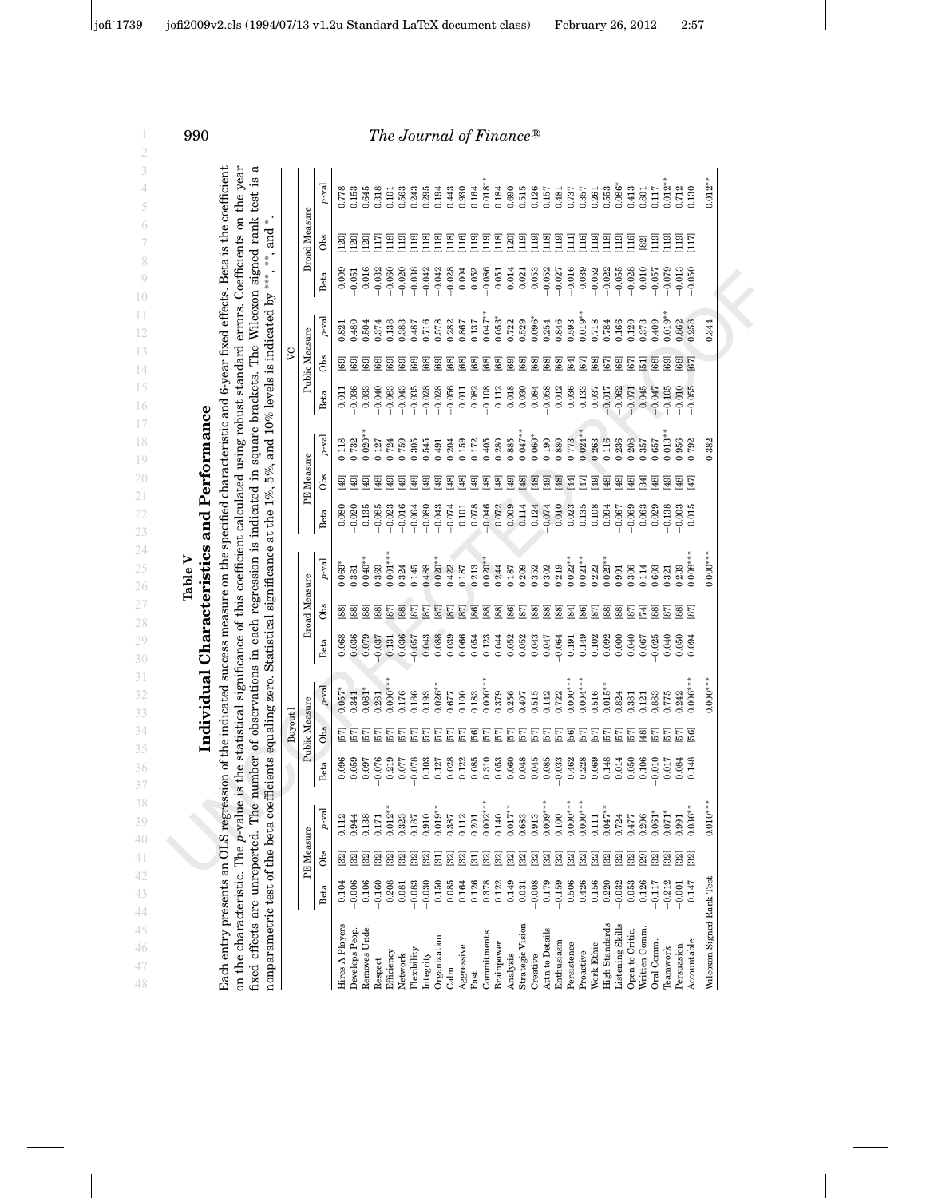**Table V**

**Individual Characteristics and Performance**

Each entry presents an OLS regression of the indicated success measure on the specified characteristic and 6-year fixed effects. Beta is the coefficient on the characteristic. The *p*-value is the statistical significance of this coefficient calculated using robust standard errors. Coefficients on the year fixed effects are unreported. The number of observations in each regression is indicated in square brackets. The Wilcoxon signed rank test is a nonparametric test of the beta coefficients equaling zero. Statistical significance at the 1%, 5%, and 10% levels is indicated by ***, **, and *.

| | Buyout | | | | | | | | | VC | | | | | | | | |
|---|---|---|---|---|---|---|---|---|---|---|---|---|---|---|---|---|---|---|
| | PE Measure | | | Public Measure | | | Broad Measure | | | PE Measure | | | Public Measure | | | Broad Measure | | |
| | Beta | Obs | *p*-val | Beta | Obs | *p*-val | Beta | Obs | *p*-val | Beta | Obs | *p*-val | Beta | Obs | *p*-val | Beta | Obs | *p*-val |
| Hires A Players | 0.104 | [32] | 0.112 | 0.096 | [57] | 0.057* | 0.068 | [88] | 0.069* | 0.080 | [49] | 0.118 | 0.011 | [69] | 0.821 | 0.009 | [120] | 0.778 |
| Develops Peop. | −0.006 | [32] | 0.944 | 0.059 | [57] | 0.341 | 0.036 | [88] | 0.381 | −0.020 | [49] | 0.732 | −0.036 | [69] | 0.480 | −0.051 | [120] | 0.153 |
| Removes Unde. | 0.106 | [32] | 0.138 | 0.097 | [57] | 0.081* | 0.079 | [88] | 0.040** | 0.135 | [49] | 0.020** | 0.033 | [69] | 0.504 | 0.016 | [120] | 0.645 |
| Respect | −0.160 | [32] | 0.171 | −0.076 | [57] | 0.281 | −0.037 | [88] | 0.369 | −0.085 | [48] | 0.127 | −0.040 | [68] | 0.374 | −0.032 | [117] | 0.318 |
| Efficiency | 0.208 | [32] | 0.012** | 0.219 | [57] | 0.000*** | 0.131 | [87] | 0.001*** | −0.023 | [49] | 0.724 | −0.083 | [69] | 0.138 | −0.060 | [118] | 0.101 |
| Network | 0.081 | [32] | 0.323 | 0.077 | [57] | 0.176 | 0.036 | [88] | 0.324 | −0.016 | [49] | 0.759 | −0.043 | [69] | 0.383 | −0.020 | [119] | 0.563 |
| Flexibility | −0.083 | [32] | 0.187 | −0.078 | [57] | 0.186 | −0.057 | [87] | 0.145 | −0.064 | [48] | 0.305 | −0.035 | [68] | 0.487 | −0.038 | [118] | 0.243 |
| Integrity | −0.030 | [32] | 0.910 | 0.103 | [57] | 0.193 | 0.043 | [87] | 0.488 | −0.080 | [49] | 0.545 | −0.028 | [68] | 0.716 | −0.042 | [118] | 0.295 |
| Organization | 0.150 | [31] | 0.019** | 0.127 | [57] | 0.026** | 0.088 | [87] | 0.020** | −0.043 | [49] | 0.491 | −0.028 | [69] | 0.578 | −0.042 | [118] | 0.194 |
| Calm | 0.085 | [32] | 0.387 | 0.028 | [57] | 0.677 | 0.039 | [87] | 0.422 | −0.074 | [48] | 0.204 | −0.056 | [68] | 0.282 | −0.028 | [118] | 0.443 |
| Aggressive | 0.164 | [32] | 0.112 | 0.122 | [57] | 0.100 | 0.066 | [87] | 0.187 | 0.101 | [48] | 0.159 | 0.011 | [68] | 0.867 | 0.004 | [116] | 0.930 |
| Fast | 0.126 | [31] | 0.201 | 0.085 | [56] | 0.183 | 0.054 | [86] | 0.213 | 0.078 | [49] | 0.172 | 0.082 | [68] | 0.137 | 0.052 | [119] | 0.164 |
| Commitments | 0.378 | [32] | 0.002*** | 0.310 | [57] | 0.000*** | 0.123 | [88] | 0.020** | −0.046 | [48] | 0.405 | −0.108 | [68] | 0.047** | −0.086 | [119] | 0.018** |
| Brainpower | 0.122 | [32] | 0.140 | 0.053 | [57] | 0.379 | 0.044 | [88] | 0.244 | 0.072 | [48] | 0.280 | 0.112 | [68] | 0.053* | 0.051 | [118] | 0.184 |
| Analysis | 0.149 | [32] | 0.017** | 0.060 | [57] | 0.256 | 0.052 | [86] | 0.187 | 0.009 | [49] | 0.885 | 0.018 | [69] | 0.722 | 0.014 | [120] | 0.690 |
| Strategic Vision | 0.031 | [32] | 0.683 | 0.048 | [57] | 0.407 | 0.052 | [87] | 0.209 | 0.114 | [48] | 0.047** | 0.030 | [68] | 0.529 | 0.021 | [119] | 0.515 |
| Creative | −0.008 | [32] | 0.913 | 0.045 | [57] | 0.515 | 0.043 | [88] | 0.352 | 0.124 | [48] | 0.060* | 0.084 | [68] | 0.096* | 0.053 | [119] | 0.126 |
| Attn to Details | 0.179 | [32] | 0.009*** | 0.085 | [57] | 0.142 | 0.047 | [88] | 0.302 | −0.074 | [49] | 0.190 | −0.058 | [68] | 0.254 | −0.052 | [118] | 0.157 |
| Enthusiasm | −0.159 | [32] | 0.100 | −0.033 | [57] | 0.722 | −0.064 | [88] | 0.219 | 0.010 | [48] | 0.880 | 0.012 | [68] | 0.846 | −0.027 | [119] | 0.481 |
| Persistence | 0.506 | [32] | 0.000*** | 0.462 | [56] | 0.000*** | 0.191 | [84] | 0.022** | 0.023 | [44] | 0.773 | 0.036 | [64] | 0.593 | −0.016 | [111] | 0.737 |
| Proactive | 0.426 | [32] | 0.000*** | 0.228 | [57] | 0.004*** | 0.149 | [86] | 0.021** | 0.135 | [47] | 0.024** | 0.133 | [67] | 0.019** | 0.039 | [116] | 0.357 |
| Work Ethic | 0.156 | [32] | 0.111 | 0.069 | [57] | 0.516 | 0.102 | [87] | 0.222 | 0.108 | [49] | 0.263 | 0.037 | [68] | 0.718 | −0.052 | [119] | 0.261 |
| High Standards | 0.220 | [32] | 0.047** | 0.148 | [57] | 0.015** | 0.092 | [88] | 0.029** | 0.094 | [48] | 0.116 | −0.017 | [67] | 0.784 | −0.022 | [118] | 0.553 |
| Listening Skills | −0.032 | [32] | 0.724 | 0.014 | [57] | 0.824 | 0.000 | [88] | 0.991 | −0.067 | [48] | 0.236 | −0.062 | [68] | 0.166 | −0.055 | [119] | 0.086* |
| Open to Critic. | 0.053 | [32] | 0.477 | 0.050 | [57] | 0.381 | 0.040 | [87] | 0.306 | −0.069 | [48] | 0.208 | −0.071 | [67] | 0.120 | −0.028 | [116] | 0.413 |
| Written Comm. | 0.126 | [29] | 0.206 | 0.106 | [48] | 0.121 | 0.067 | [74] | 0.114 | 0.063 | [34] | 0.357 | 0.045 | [51] | 0.373 | 0.010 | [82] | 0.801 |
| Oral Comm. | −0.117 | [32] | 0.061* | −0.010 | [57] | 0.883 | −0.025 | [88] | 0.603 | 0.029 | [48] | 0.657 | −0.047 | [68] | 0.409 | −0.057 | [119] | 0.117 |
| Teamwork | −0.212 | [32] | 0.071* | 0.017 | [57] | 0.775 | 0.040 | [87] | 0.321 | −0.138 | [49] | 0.013** | −0.105 | [69] | 0.019** | −0.079 | [119] | 0.012** |
| Persuasion | −0.001 | [32] | 0.991 | 0.084 | [57] | 0.242 | 0.050 | [88] | 0.239 | −0.003 | [48] | 0.956 | −0.010 | [68] | 0.862 | −0.013 | [119] | 0.712 |
| Accountable | 0.147 | [32] | 0.036** | 0.148 | [56] | 0.006*** | 0.094 | [87] | 0.008*** | 0.015 | [47] | 0.792 | −0.055 | [67] | 0.258 | −0.050 | [117] | 0.130 |
| Wilcoxon Signed Rank Test | | | 0.010*** | | | 0.000*** | | | 0.000*** | | | 0.382 | | | 0.344 | | | 0.012** |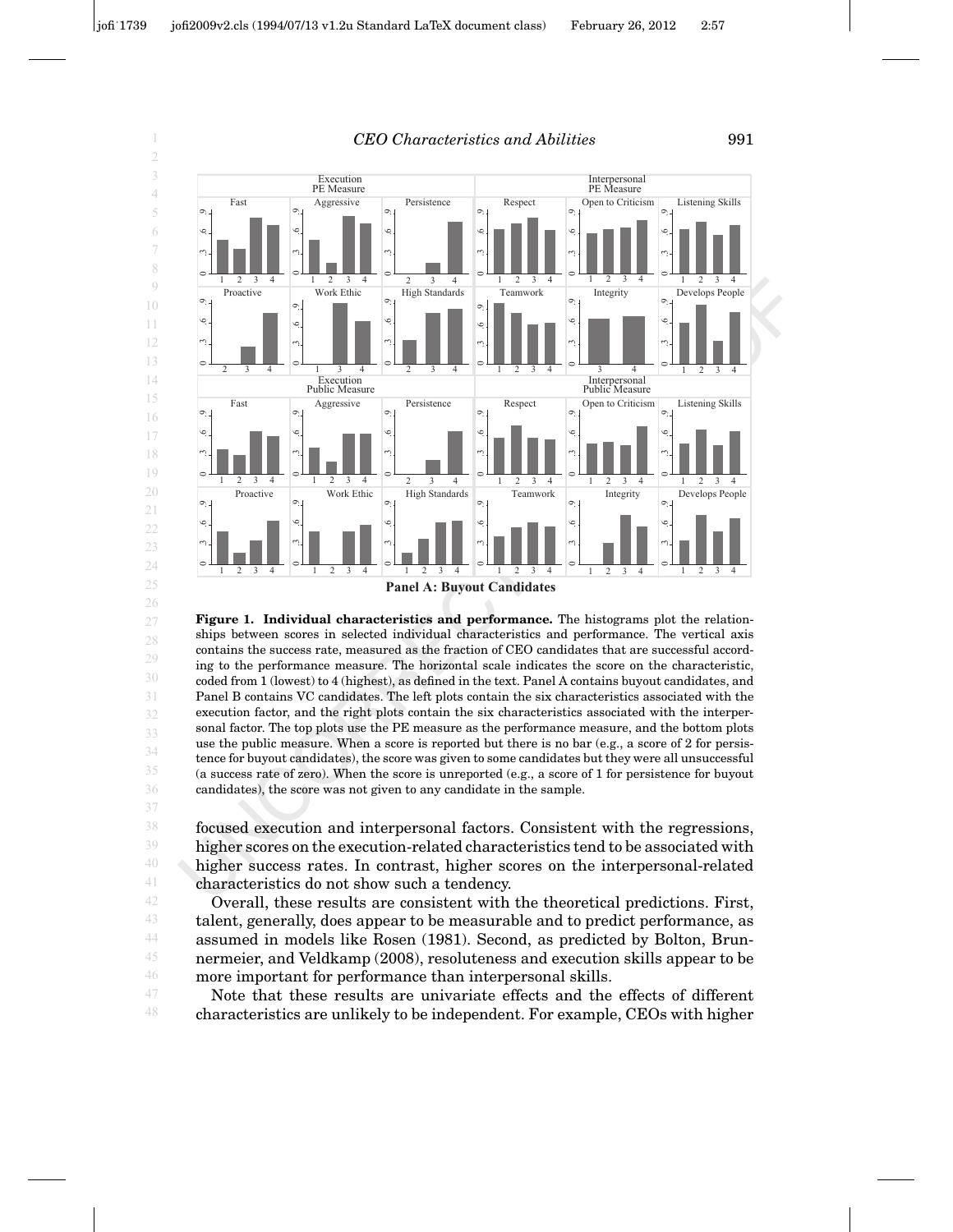**Panel A: Buyout Candidates**

**Figure 1. Individual characteristics and performance.** The histograms plot the relationships between scores in selected individual characteristics and performance. The vertical axis contains the success rate, measured as the fraction of CEO candidates that are successful according to the performance measure. The horizontal scale indicates the score on the characteristic, coded from 1 (lowest) to 4 (highest), as defined in the text. Panel A contains buyout candidates, and Panel B contains VC candidates. The left plots contain the six characteristics associated with the execution factor, and the right plots contain the six characteristics associated with the interpersonal factor. The top plots use the PE measure as the performance measure, and the bottom plots use the public measure. When a score is reported but there is no bar (e.g., a score of 2 for persistence for buyout candidates), the score was given to some candidates but they were all unsuccessful (a success rate of zero). When the score is unreported (e.g., a score of 1 for persistence for buyout candidates), the score was not given to any candidate in the sample.

focused execution and interpersonal factors. Consistent with the regressions, higher scores on the execution-related characteristics tend to be associated with higher success rates. In contrast, higher scores on the interpersonal-related characteristics do not show such a tendency.

Overall, these results are consistent with the theoretical predictions. First, talent, generally, does appear to be measurable and to predict performance, as assumed in models like Rosen (1981). Second, as predicted by Bolton, Brunnermeier, and Veldkamp (2008), resoluteness and execution skills appear to be more important for performance than interpersonal skills.

Note that these results are univariate effects and the effects of different characteristics are unlikely to be independent. For example, CEOs with higher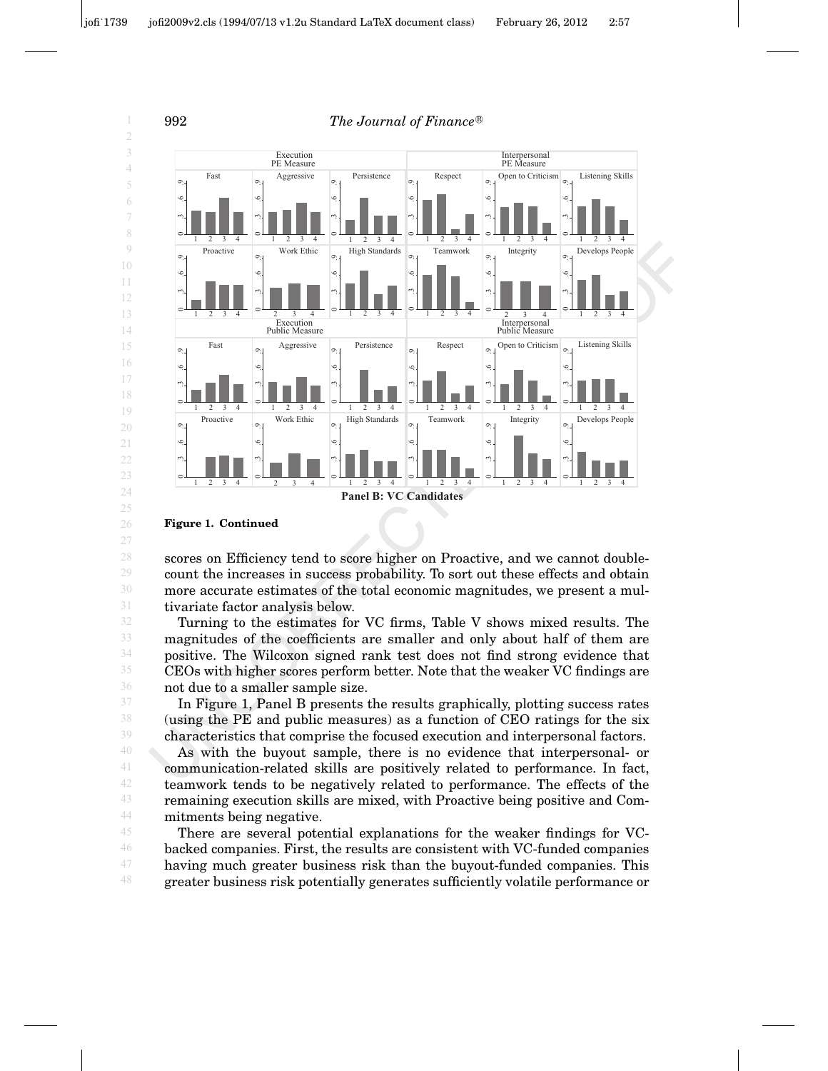**Panel B: VC Candidates**

**Figure 1. Continued**

scores on Efficiency tend to score higher on Proactive, and we cannot double-count the increases in success probability. To sort out these effects and obtain more accurate estimates of the total economic magnitudes, we present a multivariate factor analysis below.

Turning to the estimates for VC firms, Table V shows mixed results. The magnitudes of the coefficients are smaller and only about half of them are positive. The Wilcoxon signed rank test does not find strong evidence that CEOs with higher scores perform better. Note that the weaker VC findings are not due to a smaller sample size.

In Figure 1, Panel B presents the results graphically, plotting success rates (using the PE and public measures) as a function of CEO ratings for the six characteristics that comprise the focused execution and interpersonal factors.

As with the buyout sample, there is no evidence that interpersonal- or communication-related skills are positively related to performance. In fact, teamwork tends to be negatively related to performance. The effects of the remaining execution skills are mixed, with Proactive being positive and Commitments being negative.

There are several potential explanations for the weaker findings for VC-backed companies. First, the results are consistent with VC-funded companies having much greater business risk than the buyout-funded companies. This greater business risk potentially generates sufficiently volatile performance or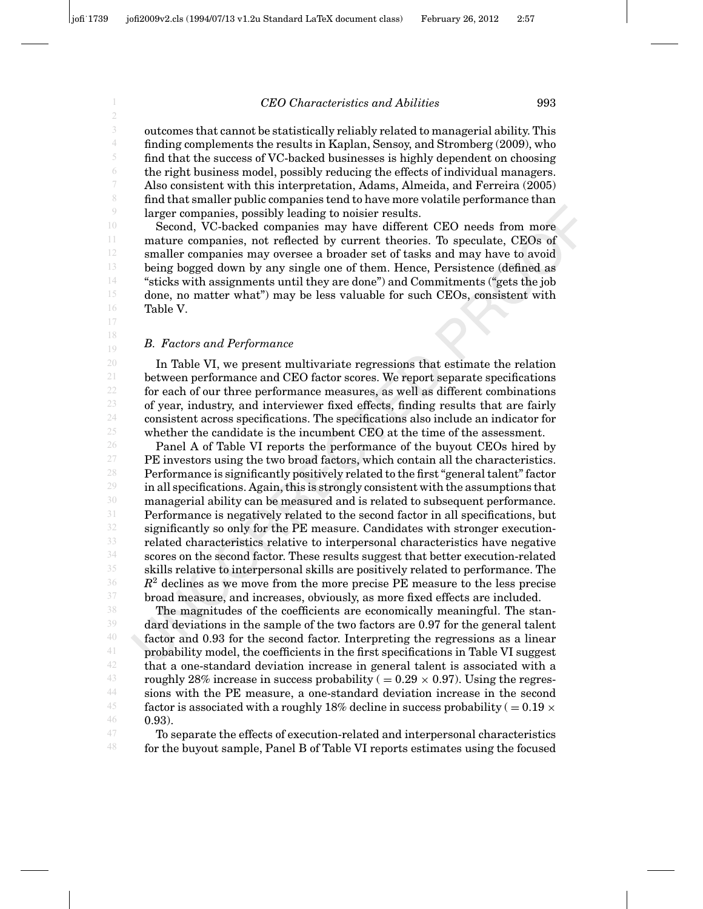outcomes that cannot be statistically reliably related to managerial ability. This finding complements the results in Kaplan, Sensoy, and Stromberg (2009), who find that the success of VC-backed businesses is highly dependent on choosing the right business model, possibly reducing the effects of individual managers. Also consistent with this interpretation, Adams, Almeida, and Ferreira (2005) find that smaller public companies tend to have more volatile performance than larger companies, possibly leading to noisier results.

Second, VC-backed companies may have different CEO needs from more mature companies, not reflected by current theories. To speculate, CEOs of smaller companies may oversee a broader set of tasks and may have to avoid being bogged down by any single one of them. Hence, Persistence (defined as "sticks with assignments until they are done") and Commitments ("gets the job done, no matter what") may be less valuable for such CEOs, consistent with Table V.

### *B. Factors and Performance*

In Table VI, we present multivariate regressions that estimate the relation between performance and CEO factor scores. We report separate specifications for each of our three performance measures, as well as different combinations of year, industry, and interviewer fixed effects, finding results that are fairly consistent across specifications. The specifications also include an indicator for whether the candidate is the incumbent CEO at the time of the assessment.

Panel A of Table VI reports the performance of the buyout CEOs hired by PE investors using the two broad factors, which contain all the characteristics. Performance is significantly positively related to the first "general talent" factor in all specifications. Again, this is strongly consistent with the assumptions that managerial ability can be measured and is related to subsequent performance. Performance is negatively related to the second factor in all specifications, but significantly so only for the PE measure. Candidates with stronger execution-related characteristics relative to interpersonal characteristics have negative scores on the second factor. These results suggest that better execution-related skills relative to interpersonal skills are positively related to performance. The $R^2$ declines as we move from the more precise PE measure to the less precise broad measure, and increases, obviously, as more fixed effects are included.

The magnitudes of the coefficients are economically meaningful. The standard deviations in the sample of the two factors are 0.97 for the general talent factor and 0.93 for the second factor. Interpreting the regressions as a linear probability model, the coefficients in the first specifications in Table VI suggest that a one-standard deviation increase in general talent is associated with a roughly 28% increase in success probability ( $= 0.29 \times 0.97$). Using the regressions with the PE measure, a one-standard deviation increase in the second factor is associated with a roughly 18% decline in success probability ( $= 0.19 \times 0.93$).

To separate the effects of execution-related and interpersonal characteristics for the buyout sample, Panel B of Table VI reports estimates using the focused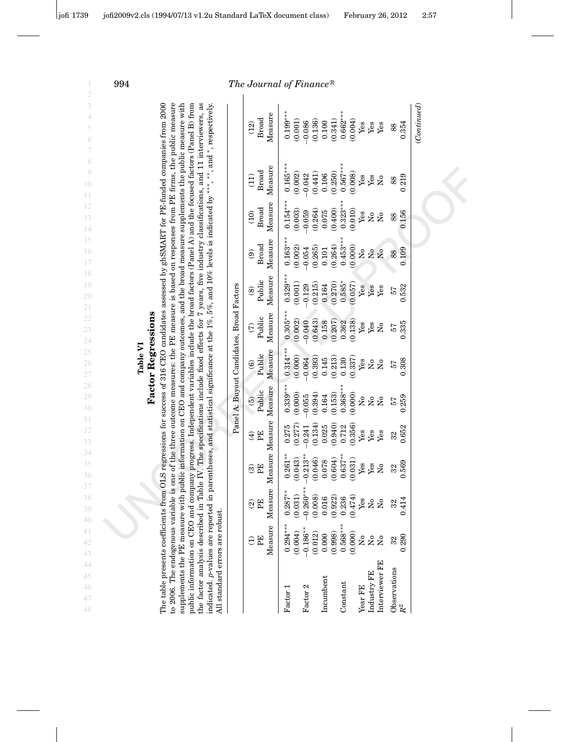**Table VI**

**Factor Regressions**

The table presents coefficients from OLS regressions for success of 316 CEO candidates assessed by ghSMART for PE-funded companies from 2000 to 2006. The endogenous variable is one of the three outcome measures: the PE measure is based on responses from PE firms, the public measure supplements the PE measure with public information on CEO and company outcomes, and the broad measure supplements the public measure with public information on CEO and company progress. Independent variables include the broad factors (Panel A) and the focused factors (Panel B) from the factor analysis described in Table IV. The specifications include fixed effects for 7 years, five industry classifications, and 11 interviewers, as indicated. $p$-values are reported in parentheses, and statistical significance at the 1%, 5%, and 10% levels is indicated by ***, **, and *, respectively. All standard errors are robust.

| | (1) PE Measure | (2) PE Measure | (3) PE Measure | (4) PE Measure | (5) Public Measure | (6) Public Measure | (7) Public Measure | (8) Public Measure | (9) Broad Measure | (10) Broad Measure | (11) Broad Measure | (12) Broad Measure |
|---|---|---|---|---|---|---|---|---|---|---|---|---|
| Panel A: Buyout Candidates, Broad Factors | | | | | | | | | | | | |
| Factor 1 | 0.294*** | 0.287** | 0.261** | 0.275 | 0.339*** | 0.314*** | 0.305*** | 0.329*** | 0.163*** | 0.154*** | 0.165*** | 0.199*** |
| | (0.004) | (0.031) | (0.043) | (0.277) | (0.000) | (0.000) | (0.002) | (0.001) | (0.002) | (0.003) | (0.002) | (0.001) |
| Factor 2 | −0.186** | −0.260*** | −0.213** | −0.241 | −0.055 | −0.064 | −0.040 | −0.129 | −0.054 | −0.059 | −0.042 | −0.086 |
| | (0.012) | (0.008) | (0.046) | (0.134) | (0.394) | (0.393) | (0.643) | (0.215) | (0.265) | (0.264) | (0.441) | (0.136) |
| Incumbent | 0.000 | 0.016 | 0.078 | 0.025 | 0.164 | 0.145 | 0.158 | 0.164 | 0.101 | 0.075 | 0.106 | 0.100 |
| | (0.998) | (0.922) | (0.604) | (0.940) | (0.153) | (0.213) | (0.207) | (0.270) | (0.264) | (0.400) | (0.250) | (0.341) |
| Constant | 0.568*** | 0.236 | 0.637** | 0.712 | 0.368*** | 0.130 | 0.362 | 0.585* | 0.453*** | 0.323*** | 0.567*** | 0.662*** |
| | (0.000) | (0.474) | (0.031) | (0.356) | (0.000) | (0.337) | (0.138) | (0.057) | (0.000) | (0.010) | (0.008) | (0.004) |
| Year FE | No | Yes | Yes | Yes | No | Yes | Yes | Yes | No | Yes | Yes | Yes |
| Industry FE | No | No | Yes | Yes | No | No | Yes | Yes | No | No | Yes | Yes |
| Interviewer FE | No | No | No | Yes | No | No | No | Yes | No | No | No | Yes |
| Observations | 32 | 32 | 32 | 32 | 57 | 57 | 57 | 57 | 88 | 88 | 88 | 88 |
| $R^2$ | 0.290 | 0.414 | 0.569 | 0.652 | 0.259 | 0.308 | 0.335 | 0.532 | 0.109 | 0.156 | 0.219 | 0.354 |

(Continued)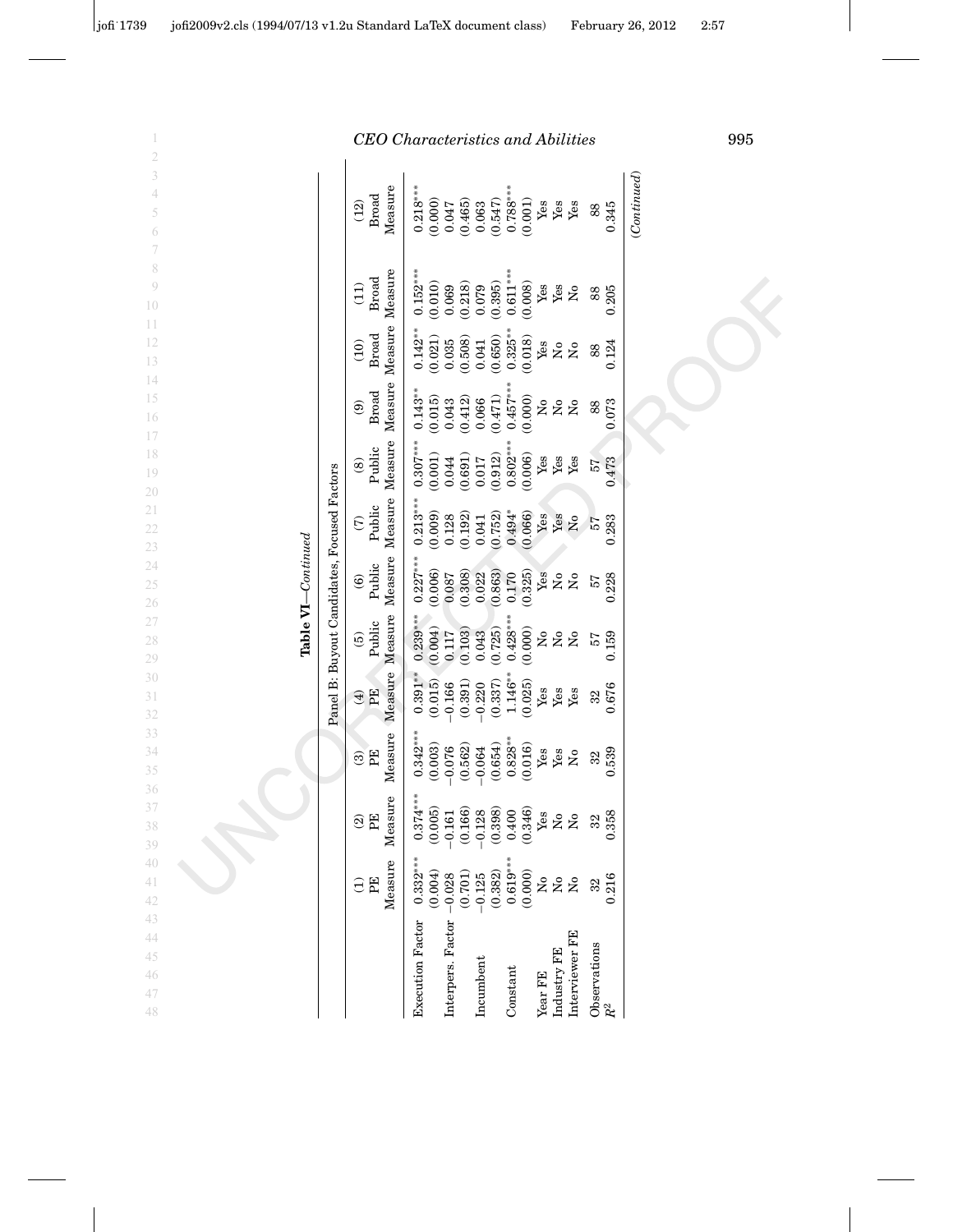**Table VI**—*Continued*

Panel B: Buyout Candidates, Focused Factors

| | (1) PE Measure | (2) PE Measure | (3) PE Measure | (4) PE Measure | (5) Public Measure | (6) Public Measure | (7) Public Measure | (8) Public Measure | (9) Broad Measure | (10) Broad Measure | (11) Broad Measure | (12) Broad Measure |
|---|---|---|---|---|---|---|---|---|---|---|---|---|
| Execution Factor | 0.332*** | 0.374*** | 0.342*** | 0.391** | 0.239*** | 0.227*** | 0.213*** | 0.307*** | 0.143** | 0.142** | 0.152*** | 0.218*** |
| | (0.004) | (0.005) | (0.003) | (0.015) | (0.004) | (0.006) | (0.009) | (0.001) | (0.015) | (0.021) | (0.010) | (0.000) |
| Interpers. Factor | −0.028 | −0.161 | −0.076 | −0.166 | 0.117 | 0.087 | 0.128 | 0.044 | 0.043 | 0.035 | 0.069 | 0.047 |
| | (0.701) | (0.166) | (0.562) | (0.391) | (0.103) | (0.308) | (0.192) | (0.691) | (0.412) | (0.508) | (0.218) | (0.465) |
| Incumbent | −0.125 | −0.128 | −0.064 | −0.220 | 0.043 | 0.022 | 0.041 | 0.017 | 0.066 | 0.041 | 0.079 | 0.063 |
| | (0.382) | (0.398) | (0.654) | (0.337) | (0.725) | (0.863) | (0.752) | (0.912) | (0.471) | (0.650) | (0.395) | (0.547) |
| Constant | 0.619*** | 0.400 | 0.828** | 1.146** | 0.428*** | 0.170 | 0.494* | 0.802*** | 0.457*** | 0.325** | 0.611*** | 0.788*** |
| | (0.000) | (0.346) | (0.016) | (0.025) | (0.000) | (0.325) | (0.066) | (0.006) | (0.000) | (0.018) | (0.008) | (0.001) |
| Year FE | No | Yes | Yes | Yes | No | Yes | Yes | Yes | No | Yes | Yes | Yes |
| Industry FE | No | No | Yes | Yes | No | No | Yes | Yes | No | No | Yes | Yes |
| Interviewer FE | No | No | No | Yes | No | No | No | Yes | No | No | No | Yes |
| Observations | 32 | 32 | 32 | 32 | 57 | 57 | 57 | 57 | 88 | 88 | 88 | 88 |
| $R^2$ | 0.216 | 0.358 | 0.539 | 0.676 | 0.159 | 0.228 | 0.283 | 0.473 | 0.073 | 0.124 | 0.205 | 0.345 |

*(Continued)*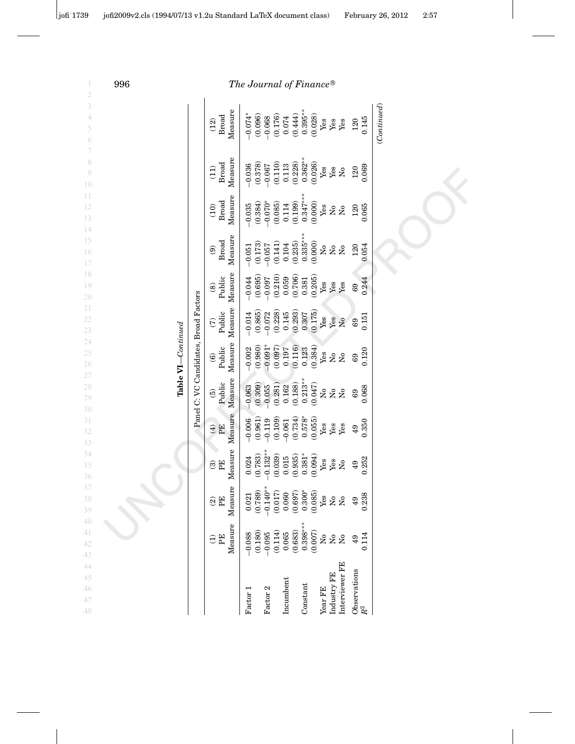**Table VI**—*Continued*

Panel C: VC Candidates, Broad Factors

| | (1) PE Measure | (2) PE Measure | (3) PE Measure | (4) PE Measure | (5) Public Measure | (6) Public Measure | (7) Public Measure | (8) Public Measure | (9) Broad Measure | (10) Broad Measure | (11) Broad Measure | (12) Broad Measure |
|---|---|---|---|---|---|---|---|---|---|---|---|---|
| Factor 1 | −0.088 | 0.021 | 0.024 | −0.006 | −0.063 | −0.002 | −0.014 | −0.044 | −0.051 | −0.035 | −0.036 | −0.074* |
| | (0.180) | (0.789) | (0.783) | (0.961) | (0.309) | (0.980) | (0.865) | (0.695) | (0.173) | (0.384) | (0.378) | (0.096) |
| Factor 2 | −0.095 | −0.140** | −0.132** | −0.119 | −0.055 | −0.091* | −0.072 | −0.097 | −0.057 | −0.070* | −0.067 | −0.068 |
| | (0.114) | (0.017) | (0.039) | (0.109) | (0.281) | (0.097) | (0.228) | (0.210) | (0.141) | (0.085) | (0.110) | (0.176) |
| Incumbent | 0.065 | 0.060 | 0.015 | −0.061 | 0.162 | 0.197 | 0.145 | 0.059 | 0.104 | 0.114 | 0.113 | 0.074 |
| | (0.683) | (0.697) | (0.935) | (0.734) | (0.188) | (0.116) | (0.293) | (0.706) | (0.235) | (0.199) | (0.228) | (0.444) |
| Constant | 0.398*** | 0.300* | 0.381* | 0.578* | 0.213** | 0.123 | 0.307 | 0.381 | 0.335*** | 0.347*** | 0.362** | 0.395** |
| | (0.007) | (0.085) | (0.094) | (0.055) | (0.047) | (0.384) | (0.175) | (0.205) | (0.000) | (0.000) | (0.026) | (0.028) |
| Year FE | No | Yes | Yes | Yes | No | Yes | Yes | Yes | No | Yes | Yes | Yes |
| Industry FE | No | No | Yes | Yes | No | No | Yes | Yes | No | No | Yes | Yes |
| Interviewer FE | No | No | No | Yes | No | No | No | Yes | No | No | No | Yes |
| Observations | 49 | 49 | 49 | 49 | 69 | 69 | 69 | 69 | 120 | 120 | 120 | 120 |
| $R^2$ | 0.114 | 0.238 | 0.252 | 0.350 | 0.068 | 0.120 | 0.151 | 0.244 | 0.054 | 0.065 | 0.069 | 0.145 |

(*Continued*)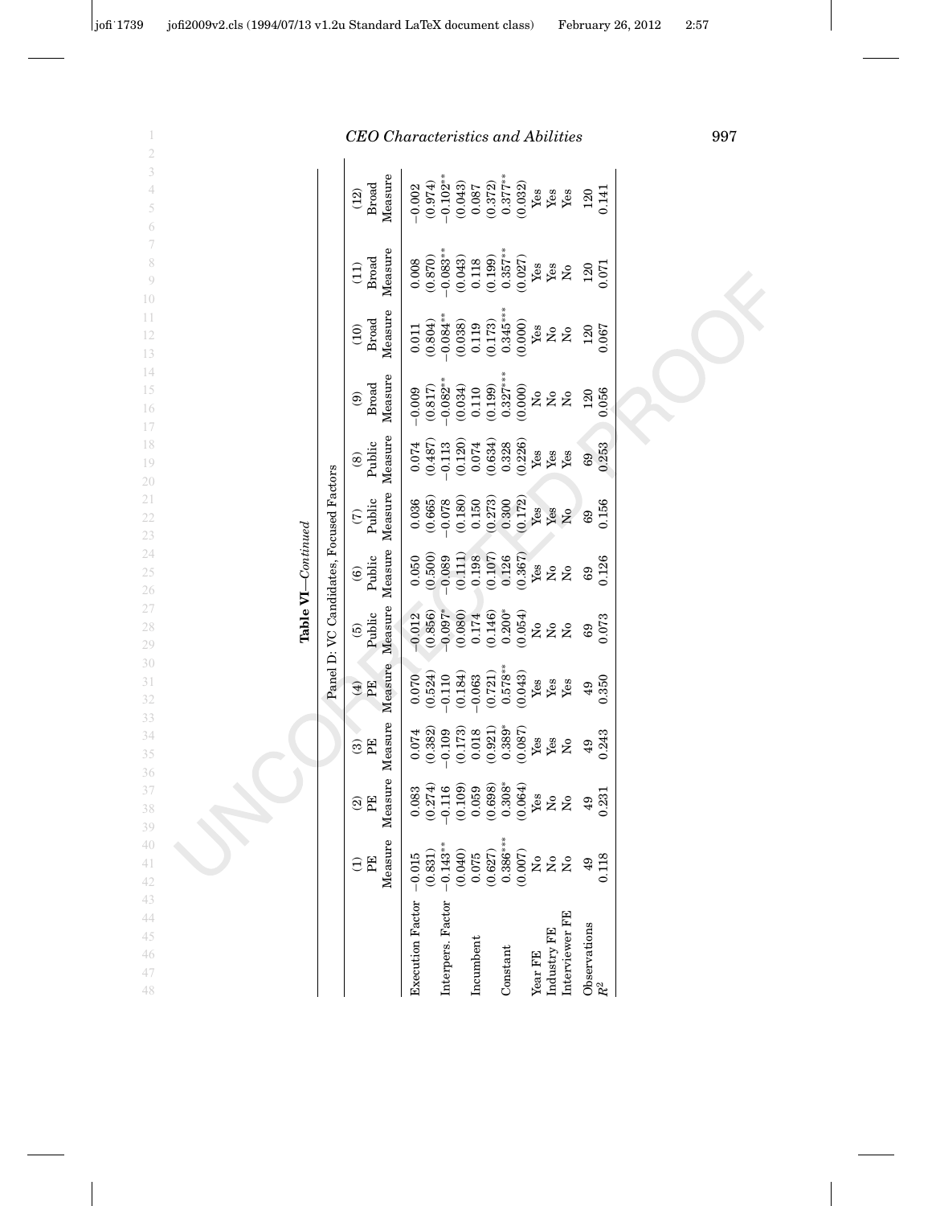**Table VI**—*Continued*

Panel D: VC Candidates, Focused Factors

| | (1) PE Measure | (2) PE Measure | (3) PE Measure | (4) PE Measure | (5) Public Measure | (6) Public Measure | (7) Public Measure | (8) Public Measure | (9) Broad Measure | (10) Broad Measure | (11) Broad Measure | (12) Broad Measure |
|---|---|---|---|---|---|---|---|---|---|---|---|---|
| Execution Factor | −0.015 | 0.083 | 0.074 | 0.070 | −0.012 | 0.050 | 0.036 | 0.074 | −0.009 | 0.011 | 0.008 | −0.002 |
| | (0.831) | (0.274) | (0.382) | (0.524) | (0.856) | (0.500) | (0.665) | (0.487) | (0.817) | (0.804) | (0.870) | (0.974) |
| Interpers. Factor | −0.143** | −0.116 | −0.109 | −0.110 | −0.097* | −0.089 | −0.078 | −0.113 | −0.082** | −0.084** | −0.083** | −0.102** |
| | (0.040) | (0.109) | (0.173) | (0.184) | (0.080) | (0.111) | (0.180) | (0.120) | (0.034) | (0.038) | (0.043) | (0.043) |
| Incumbent | 0.075 | 0.059 | 0.018 | −0.063 | 0.174 | 0.198 | 0.150 | 0.074 | 0.110 | 0.119 | 0.118 | 0.087 |
| | (0.627) | (0.698) | (0.921) | (0.721) | (0.146) | (0.107) | (0.273) | (0.634) | (0.199) | (0.173) | (0.199) | (0.372) |
| Constant | 0.386*** | 0.308* | 0.389* | 0.578** | 0.200* | 0.126 | 0.300 | 0.328 | 0.327*** | 0.345*** | 0.357** | 0.377** |
| | (0.007) | (0.064) | (0.087) | (0.043) | (0.054) | (0.367) | (0.172) | (0.226) | (0.000) | (0.000) | (0.027) | (0.032) |
| Year FE | No | Yes | Yes | Yes | No | Yes | Yes | Yes | No | Yes | Yes | Yes |
| Industry FE | No | No | Yes | Yes | No | No | Yes | Yes | No | No | Yes | Yes |
| Interviewer FE | No | No | No | Yes | No | No | No | Yes | No | No | No | Yes |
| Observations | 49 | 49 | 49 | 49 | 69 | 69 | 69 | 69 | 120 | 120 | 120 | 120 |
| $R^2$ | 0.118 | 0.231 | 0.243 | 0.350 | 0.073 | 0.126 | 0.156 | 0.253 | 0.056 | 0.067 | 0.071 | 0.141 |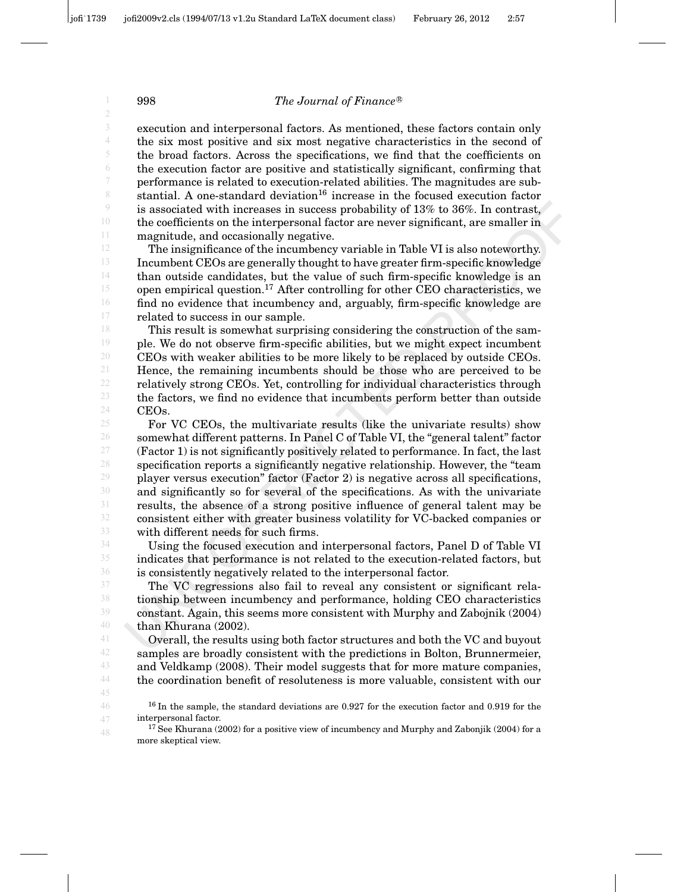execution and interpersonal factors. As mentioned, these factors contain only the six most positive and six most negative characteristics in the second of the broad factors. Across the specifications, we find that the coefficients on the execution factor are positive and statistically significant, confirming that performance is related to execution-related abilities. The magnitudes are substantial. A one-standard deviation[16] increase in the focused execution factor is associated with increases in success probability of 13% to 36%. In contrast, the coefficients on the interpersonal factor are never significant, are smaller in magnitude, and occasionally negative.

The insignificance of the incumbency variable in Table VI is also noteworthy. Incumbent CEOs are generally thought to have greater firm-specific knowledge than outside candidates, but the value of such firm-specific knowledge is an open empirical question.[17] After controlling for other CEO characteristics, we find no evidence that incumbency and, arguably, firm-specific knowledge are related to success in our sample.

This result is somewhat surprising considering the construction of the sample. We do not observe firm-specific abilities, but we might expect incumbent CEOs with weaker abilities to be more likely to be replaced by outside CEOs. Hence, the remaining incumbents should be those who are perceived to be relatively strong CEOs. Yet, controlling for individual characteristics through the factors, we find no evidence that incumbents perform better than outside CEOs.

For VC CEOs, the multivariate results (like the univariate results) show somewhat different patterns. In Panel C of Table VI, the "general talent" factor (Factor 1) is not significantly positively related to performance. In fact, the last specification reports a significantly negative relationship. However, the "team player versus execution" factor (Factor 2) is negative across all specifications, and significantly so for several of the specifications. As with the univariate results, the absence of a strong positive influence of general talent may be consistent either with greater business volatility for VC-backed companies or with different needs for such firms.

Using the focused execution and interpersonal factors, Panel D of Table VI indicates that performance is not related to the execution-related factors, but is consistently negatively related to the interpersonal factor.

The VC regressions also fail to reveal any consistent or significant relationship between incumbency and performance, holding CEO characteristics constant. Again, this seems more consistent with Murphy and Zabojnik (2004) than Khurana (2002).

Overall, the results using both factor structures and both the VC and buyout samples are broadly consistent with the predictions in Bolton, Brunnermeier, and Veldkamp (2008). Their model suggests that for more mature companies, the coordination benefit of resoluteness is more valuable, consistent with our

[16] In the sample, the standard deviations are 0.927 for the execution factor and 0.919 for the interpersonal factor.

[17] See Khurana (2002) for a positive view of incumbency and Murphy and Zabonjik (2004) for a more skeptical view.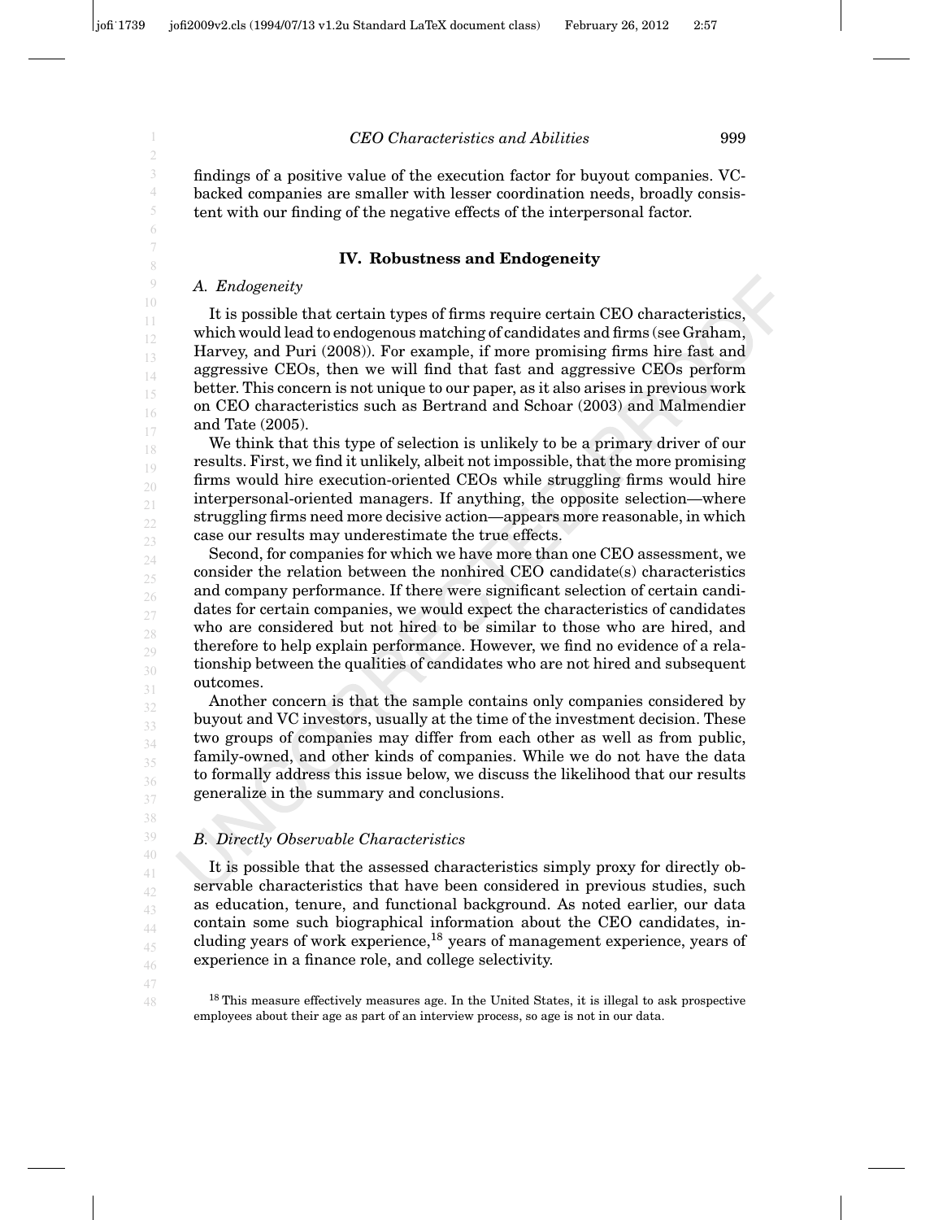findings of a positive value of the execution factor for buyout companies. VC-backed companies are smaller with lesser coordination needs, broadly consistent with our finding of the negative effects of the interpersonal factor.

## IV. Robustness and Endogeneity

### *A. Endogeneity*

It is possible that certain types of firms require certain CEO characteristics, which would lead to endogenous matching of candidates and firms (see Graham, Harvey, and Puri (2008)). For example, if more promising firms hire fast and aggressive CEOs, then we will find that fast and aggressive CEOs perform better. This concern is not unique to our paper, as it also arises in previous work on CEO characteristics such as Bertrand and Schoar (2003) and Malmendier and Tate (2005).

We think that this type of selection is unlikely to be a primary driver of our results. First, we find it unlikely, albeit not impossible, that the more promising firms would hire execution-oriented CEOs while struggling firms would hire interpersonal-oriented managers. If anything, the opposite selection—where struggling firms need more decisive action—appears more reasonable, in which case our results may underestimate the true effects.

Second, for companies for which we have more than one CEO assessment, we consider the relation between the nonhired CEO candidate(s) characteristics and company performance. If there were significant selection of certain candidates for certain companies, we would expect the characteristics of candidates who are considered but not hired to be similar to those who are hired, and therefore to help explain performance. However, we find no evidence of a relationship between the qualities of candidates who are not hired and subsequent outcomes.

Another concern is that the sample contains only companies considered by buyout and VC investors, usually at the time of the investment decision. These two groups of companies may differ from each other as well as from public, family-owned, and other kinds of companies. While we do not have the data to formally address this issue below, we discuss the likelihood that our results generalize in the summary and conclusions.

### *B. Directly Observable Characteristics*

It is possible that the assessed characteristics simply proxy for directly observable characteristics that have been considered in previous studies, such as education, tenure, and functional background. As noted earlier, our data contain some such biographical information about the CEO candidates, including years of work experience,[18] years of management experience, years of experience in a finance role, and college selectivity.

[18] This measure effectively measures age. In the United States, it is illegal to ask prospective employees about their age as part of an interview process, so age is not in our data.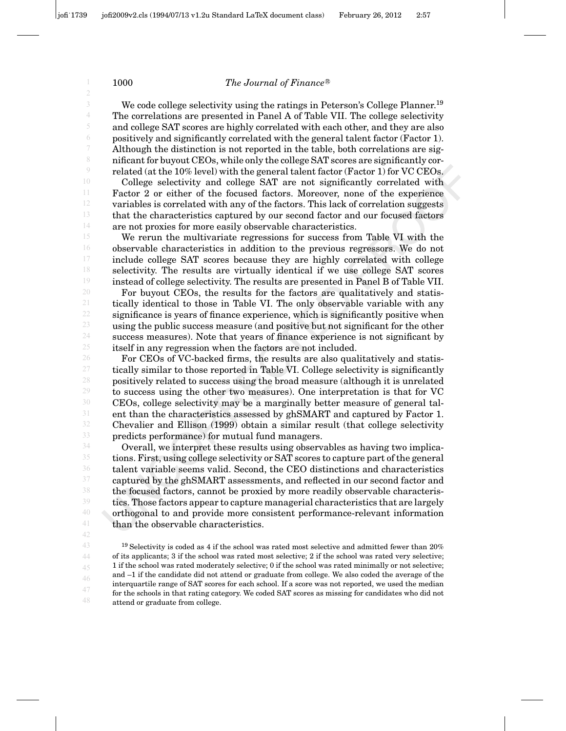We code college selectivity using the ratings in Peterson's College Planner.[19] The correlations are presented in Panel A of Table VII. The college selectivity and college SAT scores are highly correlated with each other, and they are also positively and significantly correlated with the general talent factor (Factor 1). Although the distinction is not reported in the table, both correlations are significant for buyout CEOs, while only the college SAT scores are significantly correlated (at the 10% level) with the general talent factor (Factor 1) for VC CEOs.

College selectivity and college SAT are not significantly correlated with Factor 2 or either of the focused factors. Moreover, none of the experience variables is correlated with any of the factors. This lack of correlation suggests that the characteristics captured by our second factor and our focused factors are not proxies for more easily observable characteristics.

We rerun the multivariate regressions for success from Table VI with the observable characteristics in addition to the previous regressors. We do not include college SAT scores because they are highly correlated with college selectivity. The results are virtually identical if we use college SAT scores instead of college selectivity. The results are presented in Panel B of Table VII.

For buyout CEOs, the results for the factors are qualitatively and statistically identical to those in Table VI. The only observable variable with any significance is years of finance experience, which is significantly positive when using the public success measure (and positive but not significant for the other success measures). Note that years of finance experience is not significant by itself in any regression when the factors are not included.

For CEOs of VC-backed firms, the results are also qualitatively and statistically similar to those reported in Table VI. College selectivity is significantly positively related to success using the broad measure (although it is unrelated to success using the other two measures). One interpretation is that for VC CEOs, college selectivity may be a marginally better measure of general talent than the characteristics assessed by ghSMART and captured by Factor 1. Chevalier and Ellison (1999) obtain a similar result (that college selectivity predicts performance) for mutual fund managers.

Overall, we interpret these results using observables as having two implications. First, using college selectivity or SAT scores to capture part of the general talent variable seems valid. Second, the CEO distinctions and characteristics captured by the ghSMART assessments, and reflected in our second factor and the focused factors, cannot be proxied by more readily observable characteristics. Those factors appear to capture managerial characteristics that are largely orthogonal to and provide more consistent performance-relevant information than the observable characteristics.

[19] Selectivity is coded as 4 if the school was rated most selective and admitted fewer than 20% of its applicants; 3 if the school was rated most selective; 2 if the school was rated very selective; 1 if the school was rated moderately selective; 0 if the school was rated minimally or not selective; and –1 if the candidate did not attend or graduate from college. We also coded the average of the interquartile range of SAT scores for each school. If a score was not reported, we used the median for the schools in that rating category. We coded SAT scores as missing for candidates who did not attend or graduate from college.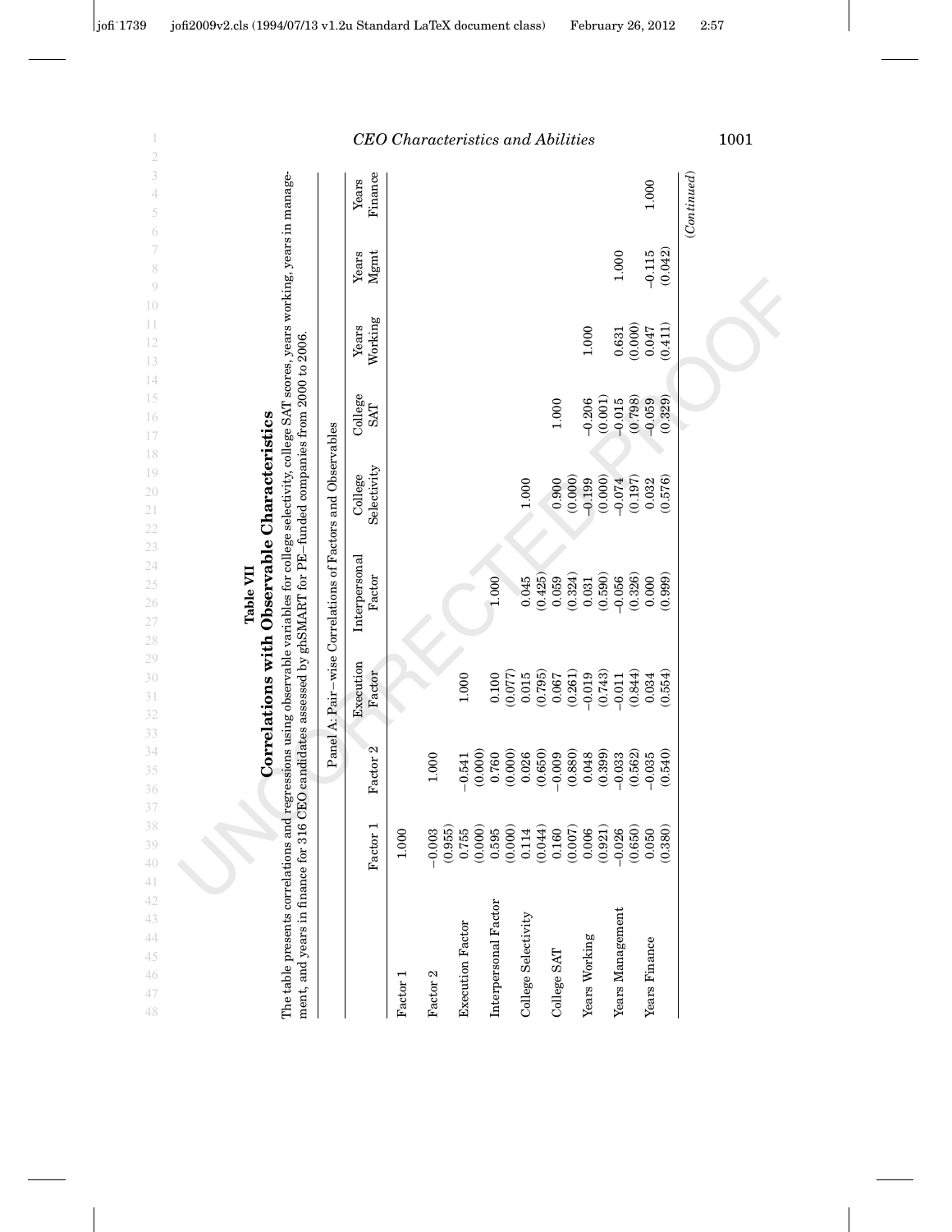**Table VII**

**Correlations with Observable Characteristics**

The table presents correlations and regressions using observable variables for college selectivity, college SAT scores, years working, years in management, and years in finance for 316 CEO candidates assessed by ghSMART for PE-funded companies from 2000 to 2006.

Panel A: Pair-wise Correlations of Factors and Observables

| | Factor 1 | Factor 2 | Execution Factor | Interpersonal Factor | College Selectivity | College SAT | Years Working | Years Mgmt | Years Finance |
|---|---|---|---|---|---|---|---|---|---|
| Factor 1 | 1.000 | | | | | | | | |
| Factor 2 | −0.003 | 1.000 | | | | | | | |
| | (0.955) | | | | | | | | |
| Execution Factor | 0.755 | −0.541 | 1.000 | | | | | | |
| | (0.000) | (0.000) | | | | | | | |
| Interpersonal Factor | 0.595 | 0.760 | 0.100 | 1.000 | | | | | |
| | (0.000) | (0.000) | (0.077) | | | | | | |
| College Selectivity | 0.114 | 0.026 | 0.015 | 0.045 | 1.000 | | | | |
| | (0.044) | (0.650) | (0.795) | (0.425) | | | | | |
| College SAT | 0.160 | −0.009 | 0.067 | 0.059 | 0.900 | 1.000 | | | |
| | (0.007) | (0.880) | (0.261) | (0.324) | (0.000) | | | | |
| Years Working | 0.006 | 0.048 | −0.019 | 0.031 | −0.199 | −0.206 | 1.000 | | |
| | (0.921) | (0.399) | (0.743) | (0.590) | (0.000) | (0.001) | | | |
| Years Management | −0.026 | −0.033 | −0.011 | −0.056 | −0.074 | −0.015 | 0.631 | 1.000 | |
| | (0.650) | (0.562) | (0.844) | (0.326) | (0.197) | (0.798) | (0.000) | | |
| Years Finance | 0.050 | −0.035 | 0.034 | 0.000 | 0.032 | −0.059 | 0.047 | −0.115 | 1.000 |
| | (0.380) | (0.540) | (0.554) | (0.999) | (0.576) | (0.329) | (0.411) | (0.042) | |

*(Continued)*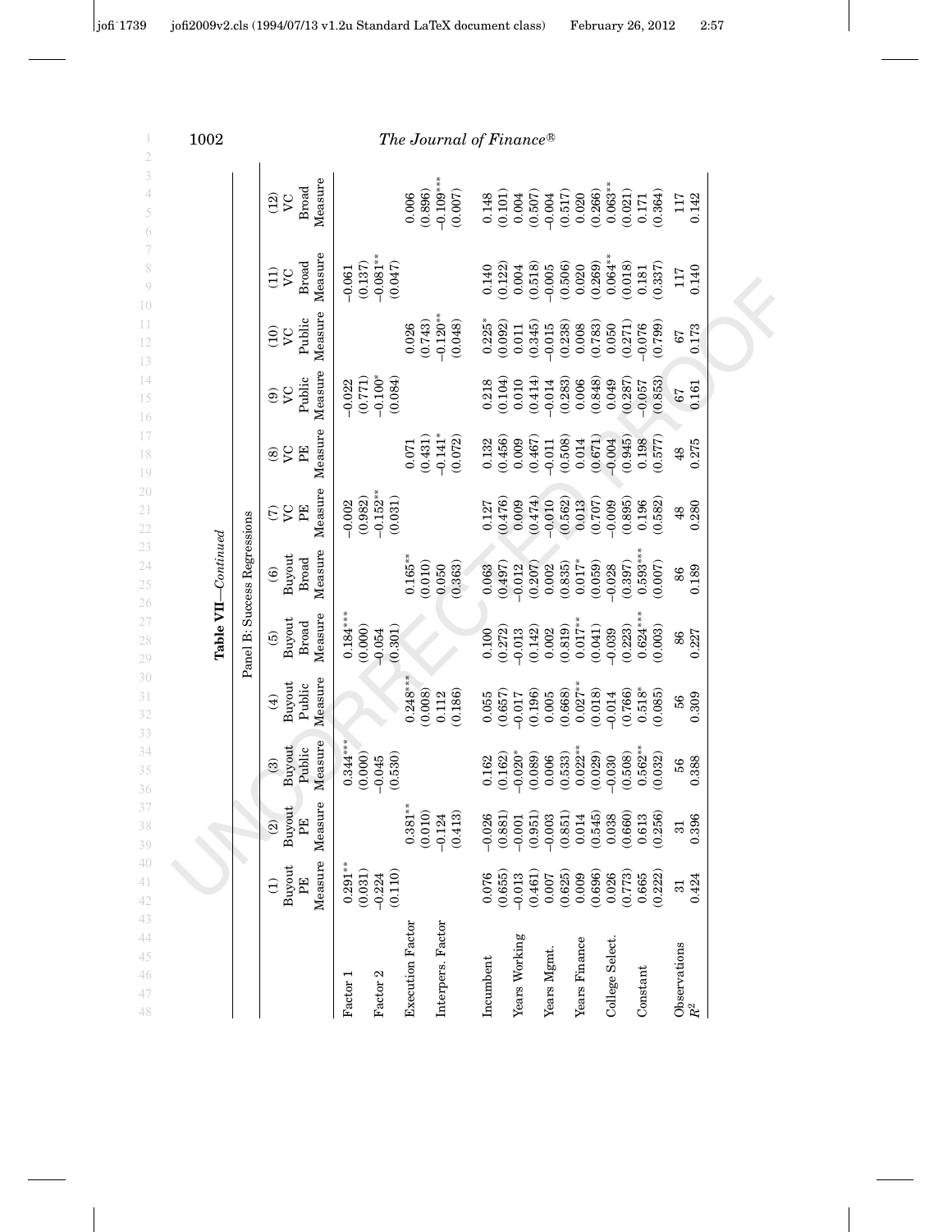**Table VII—*Continued***

Panel B: Success Regressions

| | (1) Buyout PE Measure | (2) Buyout PE Measure | (3) Buyout Public Measure | (4) Buyout Public Measure | (5) Buyout Broad Measure | (6) Buyout Broad Measure | (7) VC PE Measure | (8) VC PE Measure | (9) VC Public Measure | (10) VC Public Measure | (11) VC Broad Measure | (12) VC Broad Measure |
|---|---|---|---|---|---|---|---|---|---|---|---|---|
| Factor 1 | 0.291** | | 0.344*** | | 0.184*** | | −0.002 | | −0.022 | | −0.061 | |
| | (0.031) | | (0.000) | | (0.000) | | (0.982) | | (0.771) | | (0.137) | |
| Factor 2 | −0.224 | | −0.045 | | −0.054 | | −0.152** | | −0.100* | | −0.081** | |
| | (0.110) | | (0.530) | | (0.301) | | (0.031) | | (0.084) | | (0.047) | |
| Execution Factor | | 0.381** | | 0.248*** | | 0.165** | | 0.071 | | 0.026 | | 0.006 |
| | | (0.010) | | (0.008) | | (0.010) | | (0.431) | | (0.743) | | (0.896) |
| Interpers. Factor | | −0.124 | | 0.112 | | 0.050 | | −0.141* | | −0.120** | | −0.109*** |
| | | (0.413) | | (0.186) | | (0.363) | | (0.072) | | (0.048) | | (0.007) |
| Incumbent | 0.076 | −0.026 | 0.162 | 0.055 | 0.100 | 0.063 | 0.127 | 0.132 | 0.218 | 0.225* | 0.140 | 0.148 |
| | (0.655) | (0.881) | (0.162) | (0.657) | (0.272) | (0.497) | (0.476) | (0.456) | (0.104) | (0.092) | (0.122) | (0.101) |
| Years Working | −0.013 | −0.001 | −0.020* | −0.017 | −0.013 | −0.012 | 0.009 | 0.009 | 0.010 | 0.011 | 0.004 | 0.004 |
| | (0.461) | (0.951) | (0.089) | (0.196) | (0.142) | (0.207) | (0.474) | (0.467) | (0.414) | (0.345) | (0.518) | (0.507) |
| Years Mgmt. | 0.007 | −0.003 | 0.006 | 0.005 | 0.002 | 0.002 | −0.010 | −0.011 | −0.014 | −0.015 | −0.005 | −0.004 |
| | (0.625) | (0.851) | (0.533) | (0.668) | (0.819) | (0.835) | (0.562) | (0.508) | (0.283) | (0.238) | (0.506) | (0.517) |
| Years Finance | 0.009 | 0.014 | 0.022** | 0.027** | 0.017** | 0.017* | 0.013 | 0.014 | 0.006 | 0.008 | 0.020 | 0.020 |
| | (0.696) | (0.545) | (0.029) | (0.018) | (0.041) | (0.059) | (0.707) | (0.671) | (0.848) | (0.783) | (0.269) | (0.266) |
| College Select. | 0.026 | 0.038 | −0.030 | −0.014 | −0.039 | −0.028 | −0.009 | −0.004 | 0.049 | 0.050 | 0.064** | 0.063** |
| | (0.773) | (0.660) | (0.508) | (0.766) | (0.223) | (0.397) | (0.895) | (0.945) | (0.287) | (0.271) | (0.018) | (0.021) |
| Constant | 0.665 | 0.613 | 0.562** | 0.518* | 0.624*** | 0.593*** | 0.196 | 0.198 | −0.057 | −0.076 | 0.181 | 0.171 |
| | (0.222) | (0.256) | (0.032) | (0.085) | (0.003) | (0.007) | (0.582) | (0.577) | (0.853) | (0.799) | (0.337) | (0.364) |
| Observations | 31 | 31 | 56 | 56 | 86 | 86 | 48 | 48 | 67 | 67 | 117 | 117 |
| $R^2$ | 0.424 | 0.396 | 0.388 | 0.309 | 0.227 | 0.189 | 0.280 | 0.275 | 0.161 | 0.173 | 0.140 | 0.142 |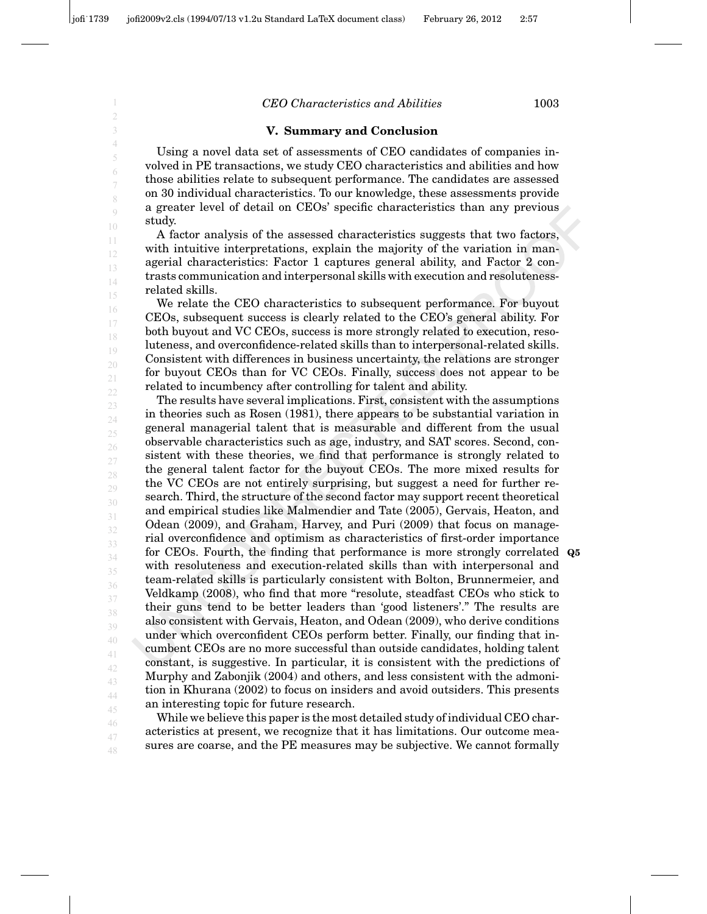## V. Summary and Conclusion

Using a novel data set of assessments of CEO candidates of companies involved in PE transactions, we study CEO characteristics and abilities and how those abilities relate to subsequent performance. The candidates are assessed on 30 individual characteristics. To our knowledge, these assessments provide a greater level of detail on CEOs' specific characteristics than any previous study.

A factor analysis of the assessed characteristics suggests that two factors, with intuitive interpretations, explain the majority of the variation in managerial characteristics: Factor 1 captures general ability, and Factor 2 contrasts communication and interpersonal skills with execution and resoluteness-related skills.

We relate the CEO characteristics to subsequent performance. For buyout CEOs, subsequent success is clearly related to the CEO's general ability. For both buyout and VC CEOs, success is more strongly related to execution, resoluteness, and overconfidence-related skills than to interpersonal-related skills. Consistent with differences in business uncertainty, the relations are stronger for buyout CEOs than for VC CEOs. Finally, success does not appear to be related to incumbency after controlling for talent and ability.

The results have several implications. First, consistent with the assumptions in theories such as Rosen (1981), there appears to be substantial variation in general managerial talent that is measurable and different from the usual observable characteristics such as age, industry, and SAT scores. Second, consistent with these theories, we find that performance is strongly related to the general talent factor for the buyout CEOs. The more mixed results for the VC CEOs are not entirely surprising, but suggest a need for further research. Third, the structure of the second factor may support recent theoretical and empirical studies like Malmendier and Tate (2005), Gervais, Heaton, and Odean (2009), and Graham, Harvey, and Puri (2009) that focus on managerial overconfidence and optimism as characteristics of first-order importance for CEOs. Fourth, the finding that performance is more strongly correlated with resoluteness and execution-related skills than with interpersonal and team-related skills is particularly consistent with Bolton, Brunnermeier, and Veldkamp (2008), who find that more "resolute, steadfast CEOs who stick to their guns tend to be better leaders than 'good listeners'." The results are also consistent with Gervais, Heaton, and Odean (2009), who derive conditions under which overconfident CEOs perform better. Finally, our finding that incumbent CEOs are no more successful than outside candidates, holding talent constant, is suggestive. In particular, it is consistent with the predictions of Murphy and Zabonjik (2004) and others, and less consistent with the admonition in Khurana (2002) to focus on insiders and avoid outsiders. This presents an interesting topic for future research.

While we believe this paper is the most detailed study of individual CEO characteristics at present, we recognize that it has limitations. Our outcome measures are coarse, and the PE measures may be subjective. We cannot formally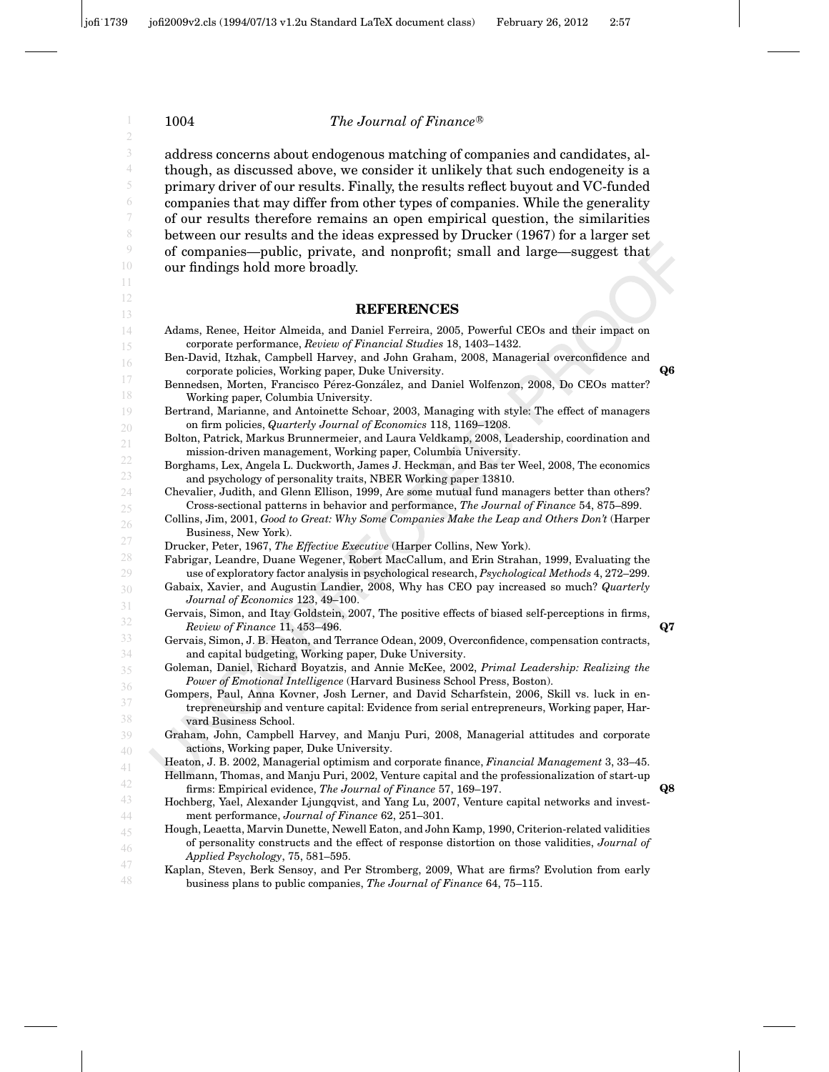address concerns about endogenous matching of companies and candidates, although, as discussed above, we consider it unlikely that such endogeneity is a primary driver of our results. Finally, the results reflect buyout and VC-funded companies that may differ from other types of companies. While the generality of our results therefore remains an open empirical question, the similarities between our results and the ideas expressed by Drucker (1967) for a larger set of companies—public, private, and nonprofit; small and large—suggest that our findings hold more broadly.

## REFERENCES

Adams, Renee, Heitor Almeida, and Daniel Ferreira, 2005, Powerful CEOs and their impact on corporate performance, *Review of Financial Studies* 18, 1403–1432.

Ben-David, Itzhak, Campbell Harvey, and John Graham, 2008, Managerial overconfidence and corporate policies, Working paper, Duke University. **Q6**

Bennedsen, Morten, Francisco Pérez-González, and Daniel Wolfenzon, 2008, Do CEOs matter? Working paper, Columbia University.

Bertrand, Marianne, and Antoinette Schoar, 2003, Managing with style: The effect of managers on firm policies, *Quarterly Journal of Economics* 118, 1169–1208.

Bolton, Patrick, Markus Brunnermeier, and Laura Veldkamp, 2008, Leadership, coordination and mission-driven management, Working paper, Columbia University.

Borghams, Lex, Angela L. Duckworth, James J. Heckman, and Bas ter Weel, 2008, The economics and psychology of personality traits, NBER Working paper 13810.

Chevalier, Judith, and Glenn Ellison, 1999, Are some mutual fund managers better than others? Cross-sectional patterns in behavior and performance, *The Journal of Finance* 54, 875–899.

Collins, Jim, 2001, *Good to Great: Why Some Companies Make the Leap and Others Don't* (Harper Business, New York).

Drucker, Peter, 1967, *The Effective Executive* (Harper Collins, New York).

Fabrigar, Leandre, Duane Wegener, Robert MacCallum, and Erin Strahan, 1999, Evaluating the use of exploratory factor analysis in psychological research, *Psychological Methods* 4, 272–299.

Gabaix, Xavier, and Augustin Landier, 2008, Why has CEO pay increased so much? *Quarterly Journal of Economics* 123, 49–100.

Gervais, Simon, and Itay Goldstein, 2007, The positive effects of biased self-perceptions in firms, *Review of Finance* 11, 453–496. **Q7**

Gervais, Simon, J. B. Heaton, and Terrance Odean, 2009, Overconfidence, compensation contracts, and capital budgeting, Working paper, Duke University.

Goleman, Daniel, Richard Boyatzis, and Annie McKee, 2002, *Primal Leadership: Realizing the Power of Emotional Intelligence* (Harvard Business School Press, Boston).

Gompers, Paul, Anna Kovner, Josh Lerner, and David Scharfstein, 2006, Skill vs. luck in entrepreneurship and venture capital: Evidence from serial entrepreneurs, Working paper, Harvard Business School.

Graham, John, Campbell Harvey, and Manju Puri, 2008, Managerial attitudes and corporate actions, Working paper, Duke University.

Heaton, J. B. 2002, Managerial optimism and corporate finance, *Financial Management* 3, 33–45.

Hellmann, Thomas, and Manju Puri, 2002, Venture capital and the professionalization of start-up firms: Empirical evidence, *The Journal of Finance* 57, 169–197. **Q8**

Hochberg, Yael, Alexander Ljungqvist, and Yang Lu, 2007, Venture capital networks and investment performance, *Journal of Finance* 62, 251–301.

Hough, Leaetta, Marvin Dunette, Newell Eaton, and John Kamp, 1990, Criterion-related validities of personality constructs and the effect of response distortion on those validities, *Journal of Applied Psychology*, 75, 581–595.

Kaplan, Steven, Berk Sensoy, and Per Stromberg, 2009, What are firms? Evolution from early business plans to public companies, *The Journal of Finance* 64, 75–115.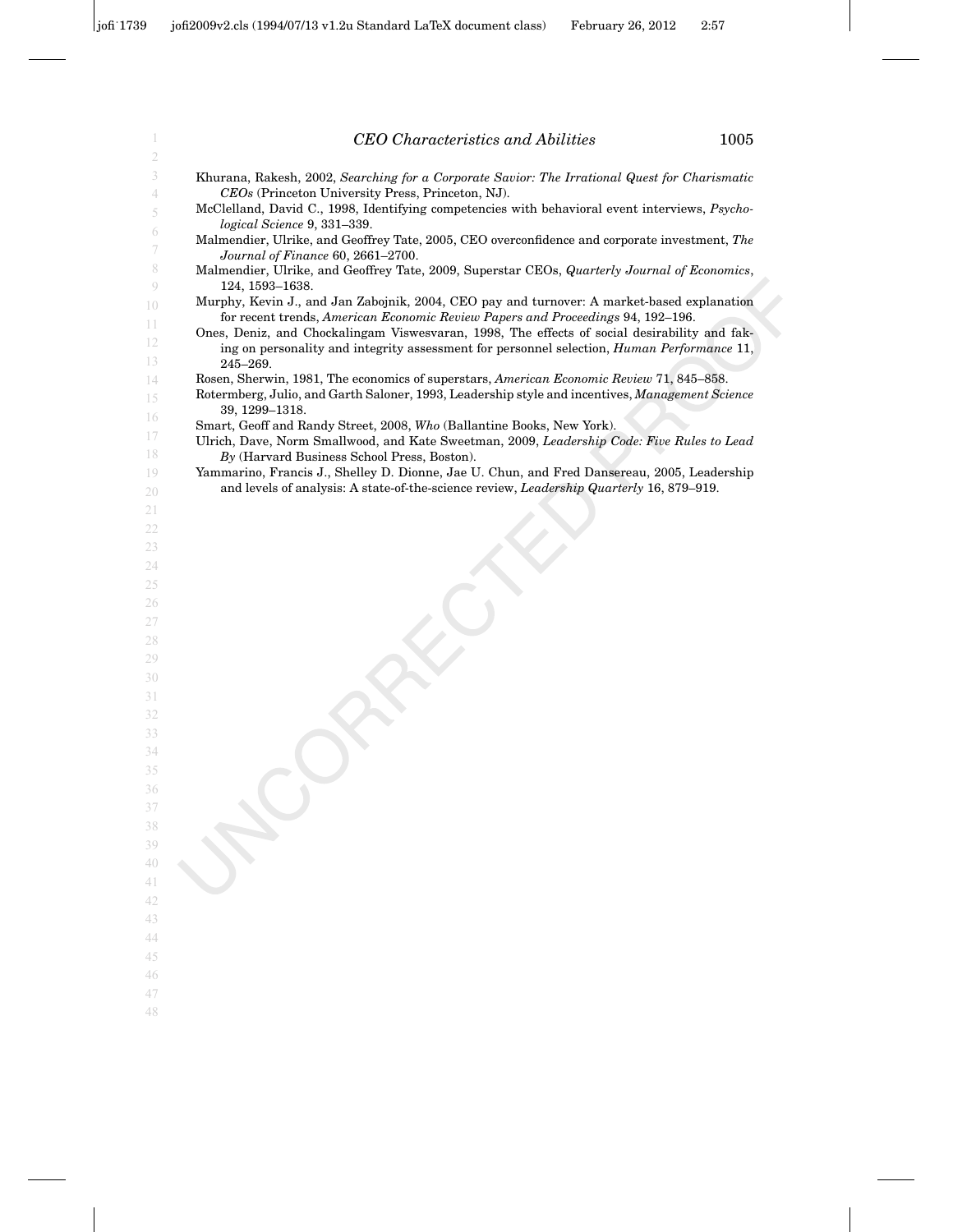Khurana, Rakesh, 2002, *Searching for a Corporate Savior: The Irrational Quest for Charismatic CEOs* (Princeton University Press, Princeton, NJ).

McClelland, David C., 1998, Identifying competencies with behavioral event interviews, *Psychological Science* 9, 331–339.

Malmendier, Ulrike, and Geoffrey Tate, 2005, CEO overconfidence and corporate investment, *The Journal of Finance* 60, 2661–2700.

Malmendier, Ulrike, and Geoffrey Tate, 2009, Superstar CEOs, *Quarterly Journal of Economics*, 124, 1593–1638.

Murphy, Kevin J., and Jan Zabojnik, 2004, CEO pay and turnover: A market-based explanation for recent trends, *American Economic Review Papers and Proceedings* 94, 192–196.

Ones, Deniz, and Chockalingam Viswesvaran, 1998, The effects of social desirability and faking on personality and integrity assessment for personnel selection, *Human Performance* 11, 245–269.

Rosen, Sherwin, 1981, The economics of superstars, *American Economic Review* 71, 845–858.

Rotermberg, Julio, and Garth Saloner, 1993, Leadership style and incentives, *Management Science* 39, 1299–1318.

Smart, Geoff and Randy Street, 2008, *Who* (Ballantine Books, New York).

Ulrich, Dave, Norm Smallwood, and Kate Sweetman, 2009, *Leadership Code: Five Rules to Lead By* (Harvard Business School Press, Boston).

Yammarino, Francis J., Shelley D. Dionne, Jae U. Chun, and Fred Dansereau, 2005, Leadership and levels of analysis: A state-of-the-science review, *Leadership Quarterly* 16, 879–919.